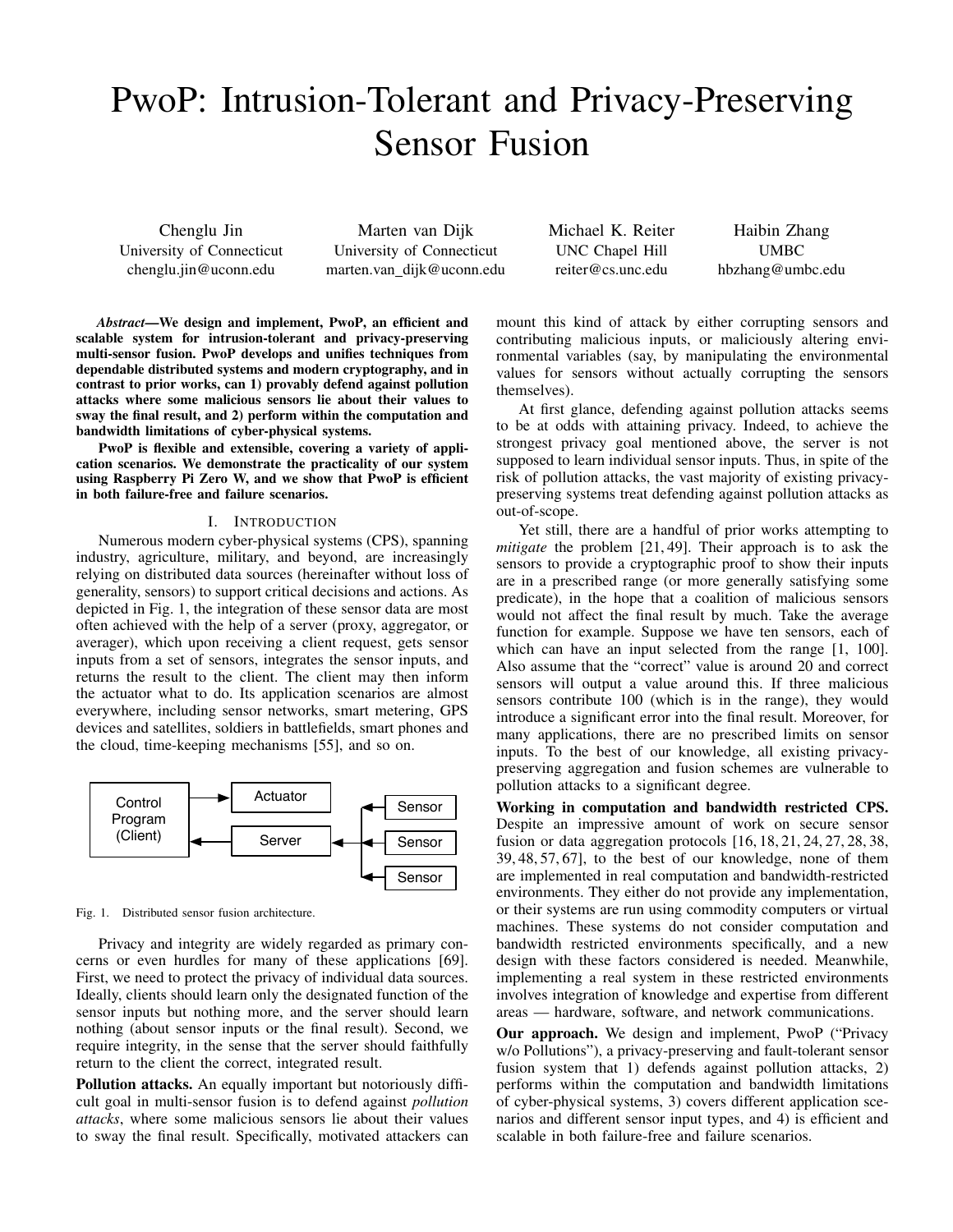// Figure 1 is a vector diagram not detected as an image; I omit its box labels and keep only the caption.
# PwoP: Intrusion-Tolerant and Privacy-Preserving Sensor Fusion

Chenglu Jin
University of Connecticut
chenglu.jin@uconn.edu

Marten van Dijk
University of Connecticut
marten.van_dijk@uconn.edu

Michael K. Reiter
UNC Chapel Hill
reiter@cs.unc.edu

Haibin Zhang
UMBC
hbzhang@umbc.edu

***Abstract*—We design and implement, PwoP, an efficient and scalable system for intrusion-tolerant and privacy-preserving multi-sensor fusion. PwoP develops and unifies techniques from dependable distributed systems and modern cryptography, and in contrast to prior works, can 1) provably defend against pollution attacks where some malicious sensors lie about their values to sway the final result, and 2) perform within the computation and bandwidth limitations of cyber-physical systems.**

**PwoP is flexible and extensible, covering a variety of application scenarios. We demonstrate the practicality of our system using Raspberry Pi Zero W, and we show that PwoP is efficient in both failure-free and failure scenarios.**

## I. Introduction

Numerous modern cyber-physical systems (CPS), spanning industry, agriculture, military, and beyond, are increasingly relying on distributed data sources (hereinafter without loss of generality, sensors) to support critical decisions and actions. As depicted in Fig. 1, the integration of these sensor data are most often achieved with the help of a server (proxy, aggregator, or averager), which upon receiving a client request, gets sensor inputs from a set of sensors, integrates the sensor inputs, and returns the result to the client. The client may then inform the actuator what to do. Its application scenarios are almost everywhere, including sensor networks, smart metering, GPS devices and satellites, soldiers in battlefields, smart phones and the cloud, time-keeping mechanisms [55], and so on.

Fig. 1. Distributed sensor fusion architecture.

Privacy and integrity are widely regarded as primary concerns or even hurdles for many of these applications [69]. First, we need to protect the privacy of individual data sources. Ideally, clients should learn only the designated function of the sensor inputs but nothing more, and the server should learn nothing (about sensor inputs or the final result). Second, we require integrity, in the sense that the server should faithfully return to the client the correct, integrated result.

**Pollution attacks.** An equally important but notoriously difficult goal in multi-sensor fusion is to defend against *pollution attacks*, where some malicious sensors lie about their values to sway the final result. Specifically, motivated attackers can mount this kind of attack by either corrupting sensors and contributing malicious inputs, or maliciously altering environmental variables (say, by manipulating the environmental values for sensors without actually corrupting the sensors themselves).

At first glance, defending against pollution attacks seems to be at odds with attaining privacy. Indeed, to achieve the strongest privacy goal mentioned above, the server is not supposed to learn individual sensor inputs. Thus, in spite of the risk of pollution attacks, the vast majority of existing privacy-preserving systems treat defending against pollution attacks as out-of-scope.

Yet still, there are a handful of prior works attempting to *mitigate* the problem [21, 49]. Their approach is to ask the sensors to provide a cryptographic proof to show their inputs are in a prescribed range (or more generally satisfying some predicate), in the hope that a coalition of malicious sensors would not affect the final result by much. Take the average function for example. Suppose we have ten sensors, each of which can have an input selected from the range [1, 100]. Also assume that the "correct" value is around 20 and correct sensors will output a value around this. If three malicious sensors contribute 100 (which is in the range), they would introduce a significant error into the final result. Moreover, for many applications, there are no prescribed limits on sensor inputs. To the best of our knowledge, all existing privacy-preserving aggregation and fusion schemes are vulnerable to pollution attacks to a significant degree.

**Working in computation and bandwidth restricted CPS.** Despite an impressive amount of work on secure sensor fusion or data aggregation protocols [16, 18, 21, 24, 27, 28, 38, 39, 48, 57, 67], to the best of our knowledge, none of them are implemented in real computation and bandwidth-restricted environments. They either do not provide any implementation, or their systems are run using commodity computers or virtual machines. These systems do not consider computation and bandwidth restricted environments specifically, and a new design with these factors considered is needed. Meanwhile, implementing a real system in these restricted environments involves integration of knowledge and expertise from different areas — hardware, software, and network communications.

**Our approach.** We design and implement, PwoP ("Privacy w/o Pollutions"), a privacy-preserving and fault-tolerant sensor fusion system that 1) defends against pollution attacks, 2) performs within the computation and bandwidth limitations of cyber-physical systems, 3) covers different application scenarios and different sensor input types, and 4) is efficient and scalable in both failure-free and failure scenarios.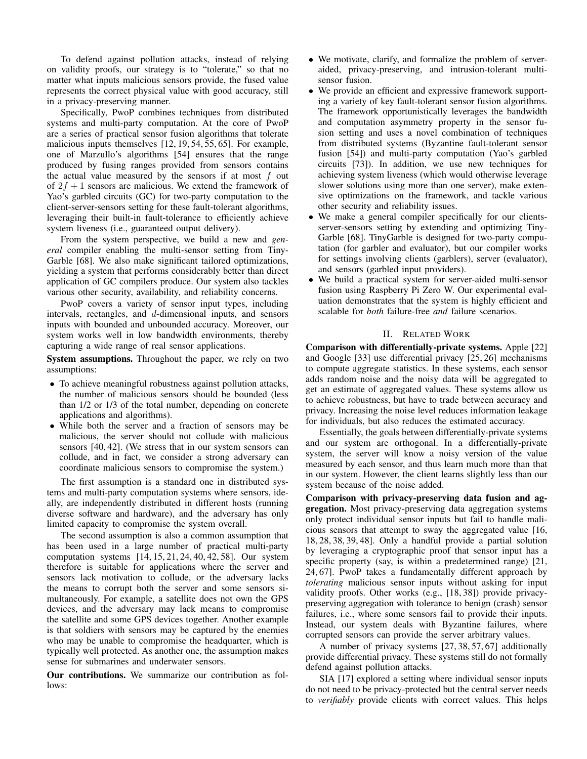To defend against pollution attacks, instead of relying on validity proofs, our strategy is to "tolerate," so that no matter what inputs malicious sensors provide, the fused value represents the correct physical value with good accuracy, still in a privacy-preserving manner.

Specifically, PwoP combines techniques from distributed systems and multi-party computation. At the core of PwoP are a series of practical sensor fusion algorithms that tolerate malicious inputs themselves [12, 19, 54, 55, 65]. For example, one of Marzullo's algorithms [54] ensures that the range produced by fusing ranges provided from sensors contains the actual value measured by the sensors if at most $f$ out of $2f + 1$ sensors are malicious. We extend the framework of Yao's garbled circuits (GC) for two-party computation to the client-server-sensors setting for these fault-tolerant algorithms, leveraging their built-in fault-tolerance to efficiently achieve system liveness (i.e., guaranteed output delivery).

From the system perspective, we build a new and *general* compiler enabling the multi-sensor setting from TinyGarble [68]. We also make significant tailored optimizations, yielding a system that performs considerably better than direct application of GC compilers produce. Our system also tackles various other security, availability, and reliability concerns.

PwoP covers a variety of sensor input types, including intervals, rectangles, and $d$-dimensional inputs, and sensors inputs with bounded and unbounded accuracy. Moreover, our system works well in low bandwidth environments, thereby capturing a wide range of real sensor applications.

**System assumptions.** Throughout the paper, we rely on two assumptions:

- To achieve meaningful robustness against pollution attacks, the number of malicious sensors should be bounded (less than 1/2 or 1/3 of the total number, depending on concrete applications and algorithms).
- While both the server and a fraction of sensors may be malicious, the server should not collude with malicious sensors [40, 42]. (We stress that in our system sensors can collude, and in fact, we consider a strong adversary can coordinate malicious sensors to compromise the system.)

The first assumption is a standard one in distributed systems and multi-party computation systems where sensors, ideally, are independently distributed in different hosts (running diverse software and hardware), and the adversary has only limited capacity to compromise the system overall.

The second assumption is also a common assumption that has been used in a large number of practical multi-party computation systems [14, 15, 21, 24, 40, 42, 58]. Our system therefore is suitable for applications where the server and sensors lack motivation to collude, or the adversary lacks the means to corrupt both the server and some sensors simultaneously. For example, a satellite does not own the GPS devices, and the adversary may lack means to compromise the satellite and some GPS devices together. Another example is that soldiers with sensors may be captured by the enemies who may be unable to compromise the headquarter, which is typically well protected. As another one, the assumption makes sense for submarines and underwater sensors.

**Our contributions.** We summarize our contribution as follows:

- We motivate, clarify, and formalize the problem of server-aided, privacy-preserving, and intrusion-tolerant multi-sensor fusion.
- We provide an efficient and expressive framework supporting a variety of key fault-tolerant sensor fusion algorithms. The framework opportunistically leverages the bandwidth and computation asymmetry property in the sensor fusion setting and uses a novel combination of techniques from distributed systems (Byzantine fault-tolerant sensor fusion [54]) and multi-party computation (Yao's garbled circuits [73]). In addition, we use new techniques for achieving system liveness (which would otherwise leverage slower solutions using more than one server), make extensive optimizations on the framework, and tackle various other security and reliability issues.
- We make a general compiler specifically for our clients-server-sensors setting by extending and optimizing TinyGarble [68]. TinyGarble is designed for two-party computation (for garbler and evaluator), but our compiler works for settings involving clients (garblers), server (evaluator), and sensors (garbled input providers).
- We build a practical system for server-aided multi-sensor fusion using Raspberry Pi Zero W. Our experimental evaluation demonstrates that the system is highly efficient and scalable for *both* failure-free *and* failure scenarios.

## II. Related Work

**Comparison with differentially-private systems.** Apple [22] and Google [33] use differential privacy [25, 26] mechanisms to compute aggregate statistics. In these systems, each sensor adds random noise and the noisy data will be aggregated to get an estimate of aggregated values. These systems allow us to achieve robustness, but have to trade between accuracy and privacy. Increasing the noise level reduces information leakage for individuals, but also reduces the estimated accuracy.

Essentially, the goals between differentially-private systems and our system are orthogonal. In a differentially-private system, the server will know a noisy version of the value measured by each sensor, and thus learn much more than that in our system. However, the client learns slightly less than our system because of the noise added.

**Comparison with privacy-preserving data fusion and aggregation.** Most privacy-preserving data aggregation systems only protect individual sensor inputs but fail to handle malicious sensors that attempt to sway the aggregated value [16, 18, 28, 38, 39, 48]. Only a handful provide a partial solution by leveraging a cryptographic proof that sensor input has a specific property (say, is within a predetermined range) [21, 24, 67]. PwoP takes a fundamentally different approach by *tolerating* malicious sensor inputs without asking for input validity proofs. Other works (e.g., [18, 38]) provide privacy-preserving aggregation with tolerance to benign (crash) sensor failures, i.e., where some sensors fail to provide their inputs. Instead, our system deals with Byzantine failures, where corrupted sensors can provide the server arbitrary values.

A number of privacy systems [27, 38, 57, 67] additionally provide differential privacy. These systems still do not formally defend against pollution attacks.

SIA [17] explored a setting where individual sensor inputs do not need to be privacy-protected but the central server needs to *verifiably* provide clients with correct values. This helps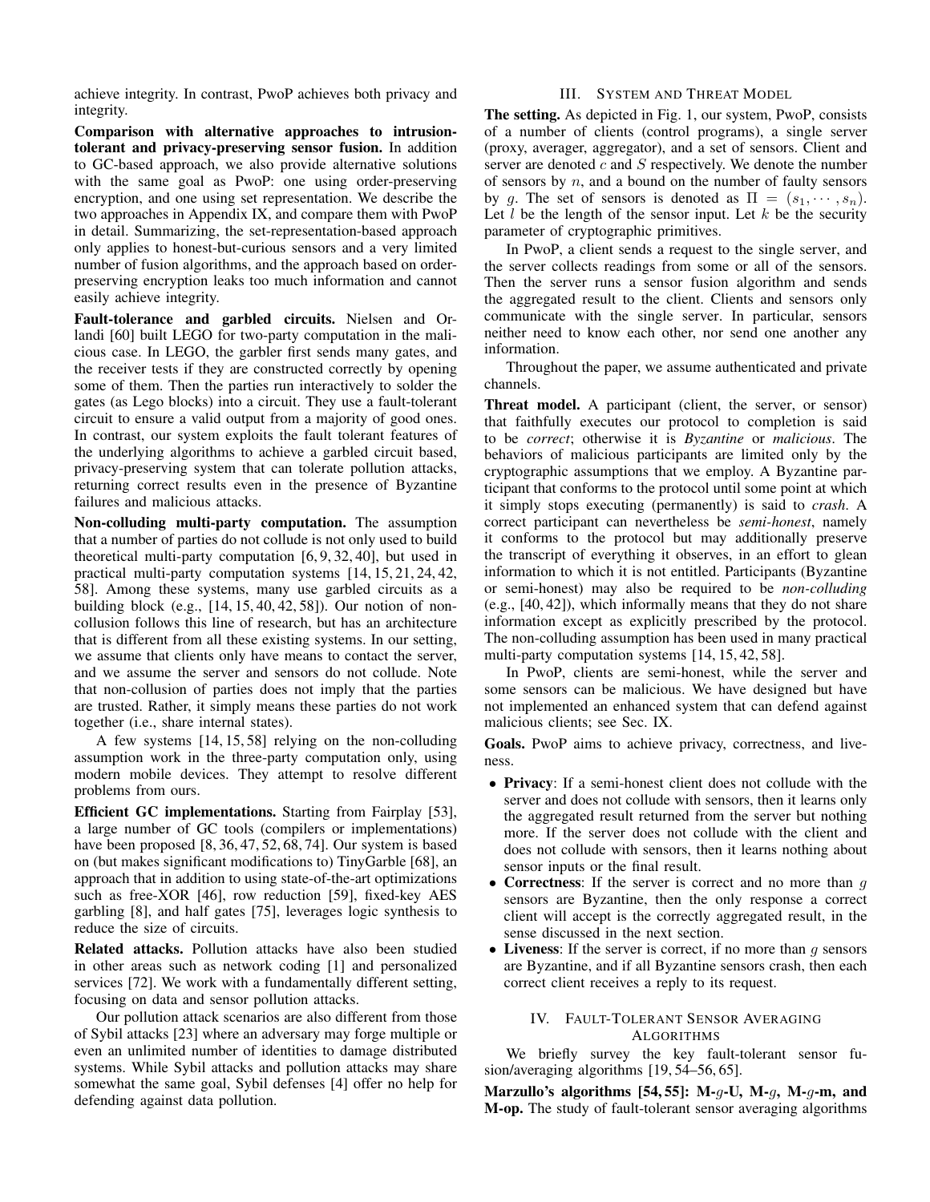achieve integrity. In contrast, PwoP achieves both privacy and integrity.

**Comparison with alternative approaches to intrusion-tolerant and privacy-preserving sensor fusion.** In addition to GC-based approach, we also provide alternative solutions with the same goal as PwoP: one using order-preserving encryption, and one using set representation. We describe the two approaches in Appendix IX, and compare them with PwoP in detail. Summarizing, the set-representation-based approach only applies to honest-but-curious sensors and a very limited number of fusion algorithms, and the approach based on order-preserving encryption leaks too much information and cannot easily achieve integrity.

**Fault-tolerance and garbled circuits.** Nielsen and Orlandi [60] built LEGO for two-party computation in the malicious case. In LEGO, the garbler first sends many gates, and the receiver tests if they are constructed correctly by opening some of them. Then the parties run interactively to solder the gates (as Lego blocks) into a circuit. They use a fault-tolerant circuit to ensure a valid output from a majority of good ones. In contrast, our system exploits the fault tolerant features of the underlying algorithms to achieve a garbled circuit based, privacy-preserving system that can tolerate pollution attacks, returning correct results even in the presence of Byzantine failures and malicious attacks.

**Non-colluding multi-party computation.** The assumption that a number of parties do not collude is not only used to build theoretical multi-party computation [6, 9, 32, 40], but used in practical multi-party computation systems [14, 15, 21, 24, 42, 58]. Among these systems, many use garbled circuits as a building block (e.g., [14, 15, 40, 42, 58]). Our notion of non-collusion follows this line of research, but has an architecture that is different from all these existing systems. In our setting, we assume that clients only have means to contact the server, and we assume the server and sensors do not collude. Note that non-collusion of parties does not imply that the parties are trusted. Rather, it simply means these parties do not work together (i.e., share internal states).

A few systems [14, 15, 58] relying on the non-colluding assumption work in the three-party computation only, using modern mobile devices. They attempt to resolve different problems from ours.

**Efficient GC implementations.** Starting from Fairplay [53], a large number of GC tools (compilers or implementations) have been proposed [8, 36, 47, 52, 68, 74]. Our system is based on (but makes significant modifications to) TinyGarble [68], an approach that in addition to using state-of-the-art optimizations such as free-XOR [46], row reduction [59], fixed-key AES garbling [8], and half gates [75], leverages logic synthesis to reduce the size of circuits.

**Related attacks.** Pollution attacks have also been studied in other areas such as network coding [1] and personalized services [72]. We work with a fundamentally different setting, focusing on data and sensor pollution attacks.

Our pollution attack scenarios are also different from those of Sybil attacks [23] where an adversary may forge multiple or even an unlimited number of identities to damage distributed systems. While Sybil attacks and pollution attacks may share somewhat the same goal, Sybil defenses [4] offer no help for defending against data pollution.

## III. System and Threat Model

**The setting.** As depicted in Fig. 1, our system, PwoP, consists of a number of clients (control programs), a single server (proxy, averager, aggregator), and a set of sensors. Client and server are denoted $c$ and $S$ respectively. We denote the number of sensors by $n$, and a bound on the number of faulty sensors by $g$. The set of sensors is denoted as $\Pi = (s_1, \cdots, s_n)$. Let $l$ be the length of the sensor input. Let $k$ be the security parameter of cryptographic primitives.

In PwoP, a client sends a request to the single server, and the server collects readings from some or all of the sensors. Then the server runs a sensor fusion algorithm and sends the aggregated result to the client. Clients and sensors only communicate with the single server. In particular, sensors neither need to know each other, nor send one another any information.

Throughout the paper, we assume authenticated and private channels.

**Threat model.** A participant (client, the server, or sensor) that faithfully executes our protocol to completion is said to be *correct*; otherwise it is *Byzantine* or *malicious*. The behaviors of malicious participants are limited only by the cryptographic assumptions that we employ. A Byzantine participant that conforms to the protocol until some point at which it simply stops executing (permanently) is said to *crash*. A correct participant can nevertheless be *semi-honest*, namely it conforms to the protocol but may additionally preserve the transcript of everything it observes, in an effort to glean information to which it is not entitled. Participants (Byzantine or semi-honest) may also be required to be *non-colluding* (e.g., [40, 42]), which informally means that they do not share information except as explicitly prescribed by the protocol. The non-colluding assumption has been used in many practical multi-party computation systems [14, 15, 42, 58].

In PwoP, clients are semi-honest, while the server and some sensors can be malicious. We have designed but have not implemented an enhanced system that can defend against malicious clients; see Sec. IX.

**Goals.** PwoP aims to achieve privacy, correctness, and liveness.

- **Privacy**: If a semi-honest client does not collude with the server and does not collude with sensors, then it learns only the aggregated result returned from the server but nothing more. If the server does not collude with the client and does not collude with sensors, then it learns nothing about sensor inputs or the final result.
- **Correctness**: If the server is correct and no more than $g$ sensors are Byzantine, then the only response a correct client will accept is the correctly aggregated result, in the sense discussed in the next section.
- **Liveness**: If the server is correct, if no more than $g$ sensors are Byzantine, and if all Byzantine sensors crash, then each correct client receives a reply to its request.

## IV. Fault-Tolerant Sensor Averaging Algorithms

We briefly survey the key fault-tolerant sensor fusion/averaging algorithms [19, 54–56, 65].

**Marzullo's algorithms [54, 55]: M-$g$-U, M-$g$, M-$g$-m, and M-op.** The study of fault-tolerant sensor averaging algorithms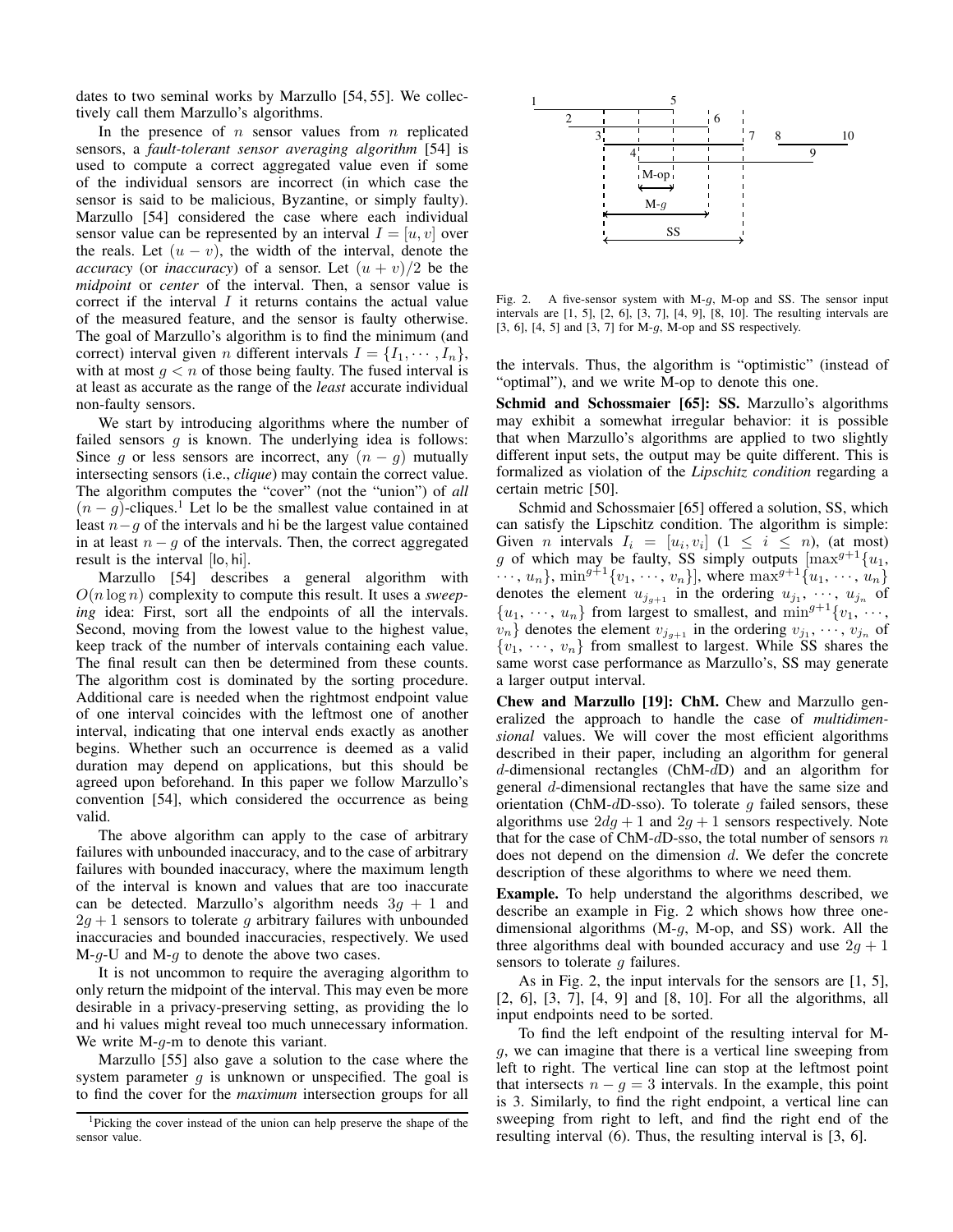dates to two seminal works by Marzullo [54, 55]. We collectively call them Marzullo's algorithms.

In the presence of $n$ sensor values from $n$ replicated sensors, a *fault-tolerant sensor averaging algorithm* [54] is used to compute a correct aggregated value even if some of the individual sensors are incorrect (in which case the sensor is said to be malicious, Byzantine, or simply faulty). Marzullo [54] considered the case where each individual sensor value can be represented by an interval $I = [u, v]$ over the reals. Let $(u - v)$, the width of the interval, denote the *accuracy* (or *inaccuracy*) of a sensor. Let $(u + v)/2$ be the *midpoint* or *center* of the interval. Then, a sensor value is correct if the interval $I$ it returns contains the actual value of the measured feature, and the sensor is faulty otherwise. The goal of Marzullo's algorithm is to find the minimum (and correct) interval given $n$ different intervals $I = \{I_1, \cdots, I_n\}$, with at most $g < n$ of those being faulty. The fused interval is at least as accurate as the range of the *least* accurate individual non-faulty sensors.

We start by introducing algorithms where the number of failed sensors $g$ is known. The underlying idea is follows: Since $g$ or less sensors are incorrect, any $(n - g)$ mutually intersecting sensors (i.e., *clique*) may contain the correct value. The algorithm computes the "cover" (not the "union") of *all* $(n - g)$-cliques.[1] Let lo be the smallest value contained in at least $n - g$ of the intervals and hi be the largest value contained in at least $n - g$ of the intervals. Then, the correct aggregated result is the interval [lo, hi].

Marzullo [54] describes a general algorithm with $O(n \log n)$ complexity to compute this result. It uses a *sweeping* idea: First, sort all the endpoints of all the intervals. Second, moving from the lowest value to the highest value, keep track of the number of intervals containing each value. The final result can then be determined from these counts. The algorithm cost is dominated by the sorting procedure. Additional care is needed when the rightmost endpoint value of one interval coincides with the leftmost one of another interval, indicating that one interval ends exactly as another begins. Whether such an occurrence is deemed as a valid duration may depend on applications, but this should be agreed upon beforehand. In this paper we follow Marzullo's convention [54], which considered the occurrence as being valid.

The above algorithm can apply to the case of arbitrary failures with unbounded inaccuracy, and to the case of arbitrary failures with bounded inaccuracy, where the maximum length of the interval is known and values that are too inaccurate can be detected. Marzullo's algorithm needs $3g + 1$ and $2g + 1$ sensors to tolerate $g$ arbitrary failures with unbounded inaccuracies and bounded inaccuracies, respectively. We used M-$g$-U and M-$g$ to denote the above two cases.

It is not uncommon to require the averaging algorithm to only return the midpoint of the interval. This may even be more desirable in a privacy-preserving setting, as providing the lo and hi values might reveal too much unnecessary information. We write M-$g$-m to denote this variant.

Marzullo [55] also gave a solution to the case where the system parameter $g$ is unknown or unspecified. The goal is to find the cover for the *maximum* intersection groups for all the intervals. Thus, the algorithm is "optimistic" (instead of "optimal"), and we write M-op to denote this one.

[1] Picking the cover instead of the union can help preserve the shape of the sensor value.

Fig. 2. A five-sensor system with M-$g$, M-op and SS. The sensor input intervals are [1, 5], [2, 6], [3, 7], [4, 9], [8, 10]. The resulting intervals are [3, 6], [4, 5] and [3, 7] for M-$g$, M-op and SS respectively.

**Schmid and Schossmaier [65]: SS.** Marzullo's algorithms may exhibit a somewhat irregular behavior: it is possible that when Marzullo's algorithms are applied to two slightly different input sets, the output may be quite different. This is formalized as violation of the *Lipschitz condition* regarding a certain metric [50].

Schmid and Schossmaier [65] offered a solution, SS, which can satisfy the Lipschitz condition. The algorithm is simple: Given $n$ intervals $I_i = [u_i, v_i]$ $(1 \leq i \leq n)$, (at most) $g$ of which may be faulty, SS simply outputs $[\max^{g+1}\{u_1, \cdots, u_n\}, \min^{g+1}\{v_1, \cdots, v_n\}]$, where $\max^{g+1}\{u_1, \cdots, u_n\}$ denotes the element $u_{j_{g+1}}$ in the ordering $u_{j_1}, \cdots, u_{j_n}$ of $\{u_1, \cdots, u_n\}$ from largest to smallest, and $\min^{g+1}\{v_1, \cdots, v_n\}$ denotes the element $v_{j_{g+1}}$ in the ordering $v_{j_1}, \cdots, v_{j_n}$ of $\{v_1, \cdots, v_n\}$ from smallest to largest. While SS shares the same worst case performance as Marzullo's, SS may generate a larger output interval.

**Chew and Marzullo [19]: ChM.** Chew and Marzullo generalized the approach to handle the case of *multidimensional* values. We will cover the most efficient algorithms described in their paper, including an algorithm for general $d$-dimensional rectangles (ChM-$d$D) and an algorithm for general $d$-dimensional rectangles that have the same size and orientation (ChM-$d$D-sso). To tolerate $g$ failed sensors, these algorithms use $2dg + 1$ and $2g + 1$ sensors respectively. Note that for the case of ChM-$d$D-sso, the total number of sensors $n$ does not depend on the dimension $d$. We defer the concrete description of these algorithms to where we need them.

**Example.** To help understand the algorithms described, we describe an example in Fig. 2 which shows how three one-dimensional algorithms (M-$g$, M-op, and SS) work. All the three algorithms deal with bounded accuracy and use $2g + 1$ sensors to tolerate $g$ failures.

As in Fig. 2, the input intervals for the sensors are [1, 5], [2, 6], [3, 7], [4, 9] and [8, 10]. For all the algorithms, all input endpoints need to be sorted.

To find the left endpoint of the resulting interval for M-$g$, we can imagine that there is a vertical line sweeping from left to right. The vertical line can stop at the leftmost point that intersects $n - g = 3$ intervals. In the example, this point is 3. Similarly, to find the right endpoint, a vertical line can sweeping from right to left, and find the right end of the resulting interval (6). Thus, the resulting interval is [3, 6].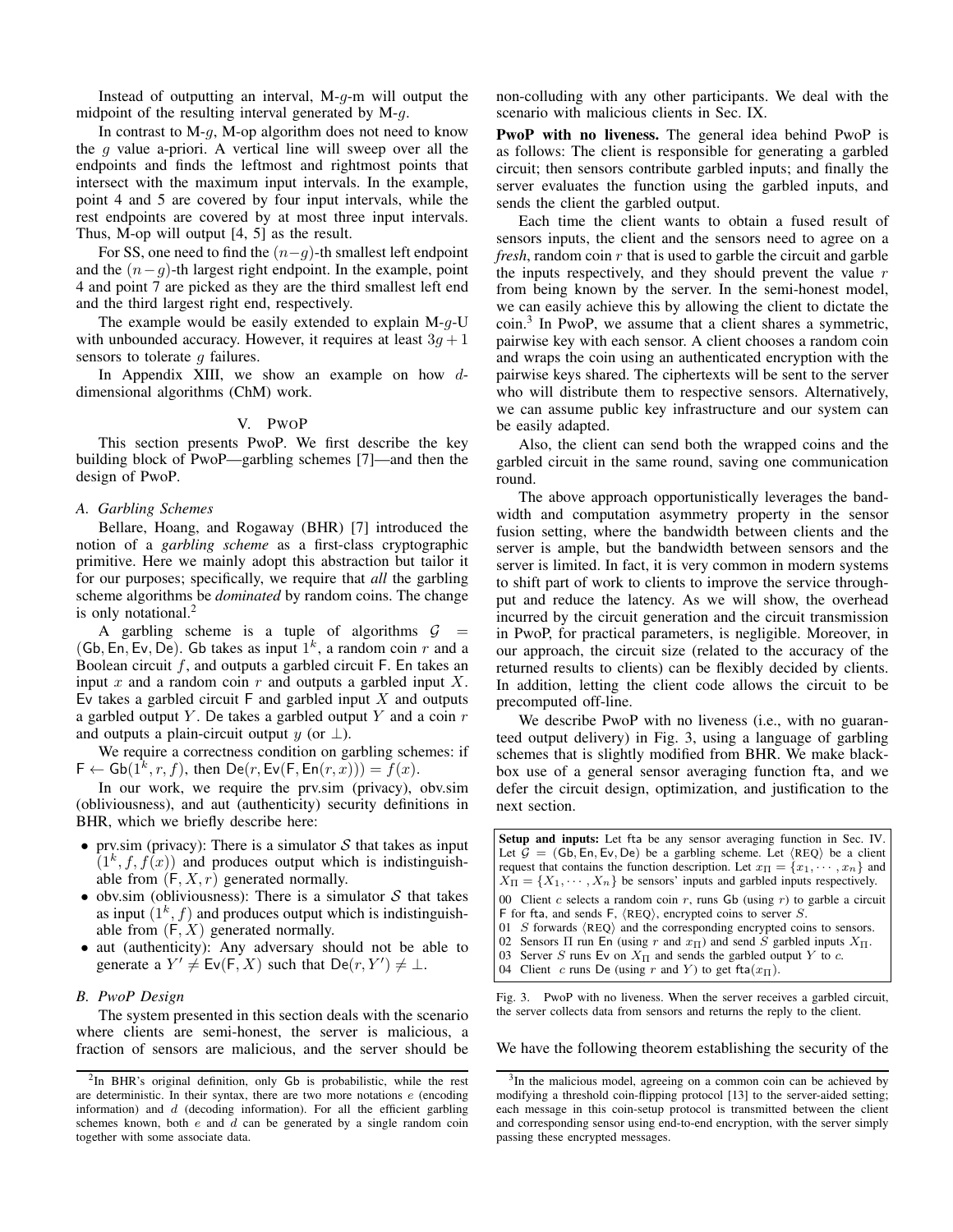Instead of outputting an interval, M-$g$-m will output the midpoint of the resulting interval generated by M-$g$.

In contrast to M-$g$, M-op algorithm does not need to know the $g$ value a-priori. A vertical line will sweep over all the endpoints and finds the leftmost and rightmost points that intersect with the maximum input intervals. In the example, point 4 and 5 are covered by four input intervals, while the rest endpoints are covered by at most three input intervals. Thus, M-op will output [4, 5] as the result.

For SS, one need to find the $(n-g)$-th smallest left endpoint and the $(n-g)$-th largest right endpoint. In the example, point 4 and point 7 are picked as they are the third smallest left end and the third largest right end, respectively.

The example would be easily extended to explain M-$g$-U with unbounded accuracy. However, it requires at least $3g+1$ sensors to tolerate $g$ failures.

In Appendix XIII, we show an example on how $d$-dimensional algorithms (ChM) work.

## V. PwoP

This section presents PwoP. We first describe the key building block of PwoP—garbling schemes [7]—and then the design of PwoP.

### A. Garbling Schemes

Bellare, Hoang, and Rogaway (BHR) [7] introduced the notion of a *garbling scheme* as a first-class cryptographic primitive. Here we mainly adopt this abstraction but tailor it for our purposes; specifically, we require that *all* the garbling scheme algorithms be *dominated* by random coins. The change is only notational.[2]

A garbling scheme is a tuple of algorithms $\mathcal{G} = (\mathsf{Gb}, \mathsf{En}, \mathsf{Ev}, \mathsf{De})$. Gb takes as input $1^k$, a random coin $r$ and a Boolean circuit $f$, and outputs a garbled circuit F. En takes an input $x$ and a random coin $r$ and outputs a garbled input $X$. Ev takes a garbled circuit F and garbled input $X$ and outputs a garbled output $Y$. De takes a garbled output $Y$ and a coin $r$ and outputs a plain-circuit output $y$ (or $\perp$).

We require a correctness condition on garbling schemes: if $\mathsf{F} \leftarrow \mathsf{Gb}(1^k, r, f)$, then $\mathsf{De}(r, \mathsf{Ev}(\mathsf{F}, \mathsf{En}(r, x))) = f(x)$.

In our work, we require the prv.sim (privacy), obv.sim (obliviousness), and aut (authenticity) security definitions in BHR, which we briefly describe here:

- prv.sim (privacy): There is a simulator $\mathcal{S}$ that takes as input $(1^k, f, f(x))$ and produces output which is indistinguishable from $(\mathsf{F}, X, r)$ generated normally.
- obv.sim (obliviousness): There is a simulator $\mathcal{S}$ that takes as input $(1^k, f)$ and produces output which is indistinguishable from $(\mathsf{F}, X)$ generated normally.
- aut (authenticity): Any adversary should not be able to generate a $Y' \neq \mathsf{Ev}(\mathsf{F}, X)$ such that $\mathsf{De}(r, Y') \neq \perp$.

### B. PwoP Design

The system presented in this section deals with the scenario where clients are semi-honest, the server is malicious, a fraction of sensors are malicious, and the server should be non-colluding with any other participants. We deal with the scenario with malicious clients in Sec. IX.

**PwoP with no liveness.** The general idea behind PwoP is as follows: The client is responsible for generating a garbled circuit; then sensors contribute garbled inputs; and finally the server evaluates the function using the garbled inputs, and sends the client the garbled output.

Each time the client wants to obtain a fused result of sensors inputs, the client and the sensors need to agree on a *fresh*, random coin $r$ that is used to garble the circuit and garble the inputs respectively, and they should prevent the value $r$ from being known by the server. In the semi-honest model, we can easily achieve this by allowing the client to dictate the coin.[3] In PwoP, we assume that a client shares a symmetric, pairwise key with each sensor. A client chooses a random coin and wraps the coin using an authenticated encryption with the pairwise keys shared. The ciphertexts will be sent to the server who will distribute them to respective sensors. Alternatively, we can assume public key infrastructure and our system can be easily adapted.

Also, the client can send both the wrapped coins and the garbled circuit in the same round, saving one communication round.

The above approach opportunistically leverages the bandwidth and computation asymmetry property in the sensor fusion setting, where the bandwidth between clients and the server is ample, but the bandwidth between sensors and the server is limited. In fact, it is very common in modern systems to shift part of work to clients to improve the service throughput and reduce the latency. As we will show, the overhead incurred by the circuit generation and the circuit transmission in PwoP, for practical parameters, is negligible. Moreover, in our approach, the circuit size (related to the accuracy of the returned results to clients) can be flexibly decided by clients. In addition, letting the client code allows the circuit to be precomputed off-line.

We describe PwoP with no liveness (i.e., with no guaranteed output delivery) in Fig. 3, using a language of garbling schemes that is slightly modified from BHR. We make black-box use of a general sensor averaging function fta, and we defer the circuit design, optimization, and justification to the next section.

**Setup and inputs:** Let fta be any sensor averaging function in Sec. IV. Let $\mathcal{G} = (\mathsf{Gb}, \mathsf{En}, \mathsf{Ev}, \mathsf{De})$ be a garbling scheme. Let $\langle\text{REQ}\rangle$ be a client request that contains the function description. Let $x_\Pi = \{x_1, \cdots, x_n\}$ and $X_\Pi = \{X_1, \cdots, X_n\}$ be sensors' inputs and garbled inputs respectively.

00 Client $c$ selects a random coin $r$, runs Gb (using $r$) to garble a circuit F for fta, and sends F, $\langle\text{REQ}\rangle$, encrypted coins to server $S$.
01 $S$ forwards $\langle\text{REQ}\rangle$ and the corresponding encrypted coins to sensors.
02 Sensors $\Pi$ run En (using $r$ and $x_\Pi$) and send $S$ garbled inputs $X_\Pi$.
03 Server $S$ runs Ev on $X_\Pi$ and sends the garbled output $Y$ to $c$.
04 Client $c$ runs De (using $r$ and $Y$) to get $\mathsf{fta}(x_\Pi)$.

Fig. 3. PwoP with no liveness. When the server receives a garbled circuit, the server collects data from sensors and returns the reply to the client.

We have the following theorem establishing the security of the

---

[2] In BHR's original definition, only Gb is probabilistic, while the rest are deterministic. In their syntax, there are two more notations $e$ (encoding information) and $d$ (decoding information). For all the efficient garbling schemes known, both $e$ and $d$ can be generated by a single random coin together with some associate data.

[3] In the malicious model, agreeing on a common coin can be achieved by modifying a threshold coin-flipping protocol [13] to the server-aided setting; each message in this coin-setup protocol is transmitted between the client and corresponding sensor using end-to-end encryption, with the server simply passing these encrypted messages.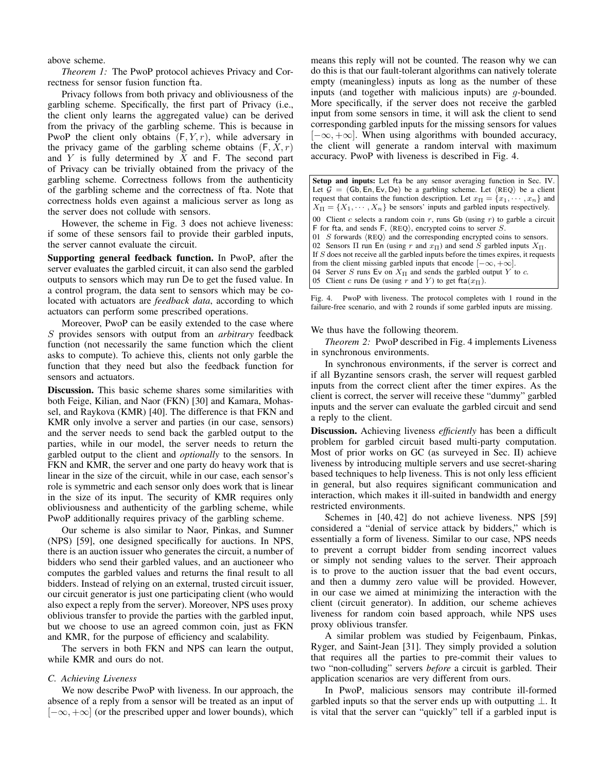above scheme.

*Theorem 1:* The PwoP protocol achieves Privacy and Correctness for sensor fusion function fta.

Privacy follows from both privacy and obliviousness of the garbling scheme. Specifically, the first part of Privacy (i.e., the client only learns the aggregated value) can be derived from the privacy of the garbling scheme. This is because in PwoP the client only obtains $(\mathsf{F}, Y, r)$, while adversary in the privacy game of the garbling scheme obtains $(\mathsf{F}, X, r)$ and $Y$ is fully determined by $X$ and $\mathsf{F}$. The second part of Privacy can be trivially obtained from the privacy of the garbling scheme. Correctness follows from the authenticity of the garbling scheme and the correctness of fta. Note that correctness holds even against a malicious server as long as the server does not collude with sensors.

However, the scheme in Fig. 3 does not achieve liveness: if some of these sensors fail to provide their garbled inputs, the server cannot evaluate the circuit.

**Supporting general feedback function.** In PwoP, after the server evaluates the garbled circuit, it can also send the garbled outputs to sensors which may run De to get the fused value. In a control program, the data sent to sensors which may be co-located with actuators are *feedback data*, according to which actuators can perform some prescribed operations.

Moreover, PwoP can be easily extended to the case where $S$ provides sensors with output from an *arbitrary* feedback function (not necessarily the same function which the client asks to compute). To achieve this, clients not only garble the function that they need but also the feedback function for sensors and actuators.

**Discussion.** This basic scheme shares some similarities with both Feige, Kilian, and Naor (FKN) [30] and Kamara, Mohassel, and Raykova (KMR) [40]. The difference is that FKN and KMR only involve a server and parties (in our case, sensors) and the server needs to send back the garbled output to the parties, while in our model, the server needs to return the garbled output to the client and *optionally* to the sensors. In FKN and KMR, the server and one party do heavy work that is linear in the size of the circuit, while in our case, each sensor's role is symmetric and each sensor only does work that is linear in the size of its input. The security of KMR requires only obliviousness and authenticity of the garbling scheme, while PwoP additionally requires privacy of the garbling scheme.

Our scheme is also similar to Naor, Pinkas, and Sumner (NPS) [59], one designed specifically for auctions. In NPS, there is an auction issuer who generates the circuit, a number of bidders who send their garbled values, and an auctioneer who computes the garbled values and returns the final result to all bidders. Instead of relying on an external, trusted circuit issuer, our circuit generator is just one participating client (who would also expect a reply from the server). Moreover, NPS uses proxy oblivious transfer to provide the parties with the garbled input, but we choose to use an agreed common coin, just as FKN and KMR, for the purpose of efficiency and scalability.

The servers in both FKN and NPS can learn the output, while KMR and ours do not.

### C. Achieving Liveness

We now describe PwoP with liveness. In our approach, the absence of a reply from a sensor will be treated as an input of $[-\infty, +\infty]$ (or the prescribed upper and lower bounds), which means this reply will not be counted. The reason why we can do this is that our fault-tolerant algorithms can natively tolerate empty (meaningless) inputs as long as the number of these inputs (and together with malicious inputs) are $g$-bounded. More specifically, if the server does not receive the garbled input from some sensors in time, it will ask the client to send corresponding garbled inputs for the missing sensors for values $[-\infty, +\infty]$. When using algorithms with bounded accuracy, the client will generate a random interval with maximum accuracy. PwoP with liveness is described in Fig. 4.

**Setup and inputs:** Let fta be any sensor averaging function in Sec. IV. Let $\mathcal{G} = (\mathsf{Gb}, \mathsf{En}, \mathsf{Ev}, \mathsf{De})$ be a garbling scheme. Let $\langle \text{REQ} \rangle$ be a client request that contains the function description. Let $x_\Pi = \{x_1, \cdots, x_n\}$ and $X_\Pi = \{X_1, \cdots, X_n\}$ be sensors' inputs and garbled inputs respectively.

00 Client $c$ selects a random coin $r$, runs Gb (using $r$) to garble a circuit F for fta, and sends F, $\langle \text{REQ} \rangle$, encrypted coins to server $S$.
01 $S$ forwards $\langle \text{REQ} \rangle$ and the corresponding encrypted coins to sensors.
02 Sensors $\Pi$ run En (using $r$ and $x_\Pi$) and send $S$ garbled inputs $X_\Pi$.
If $S$ does not receive all the garbled inputs before the times expires, it requests from the client missing garbled inputs that encode $[-\infty, +\infty]$.
04 Server $S$ runs Ev on $X_\Pi$ and sends the garbled output $Y$ to $c$.
05 Client $c$ runs De (using $r$ and $Y$) to get $\mathsf{fta}(x_\Pi)$.

Fig. 4. PwoP with liveness. The protocol completes with 1 round in the failure-free scenario, and with 2 rounds if some garbled inputs are missing.

We thus have the following theorem.

*Theorem 2:* PwoP described in Fig. 4 implements Liveness in synchronous environments.

In synchronous environments, if the server is correct and if all Byzantine sensors crash, the server will request garbled inputs from the correct client after the timer expires. As the client is correct, the server will receive these "dummy" garbled inputs and the server can evaluate the garbled circuit and send a reply to the client.

**Discussion.** Achieving liveness *efficiently* has been a difficult problem for garbled circuit based multi-party computation. Most of prior works on GC (as surveyed in Sec. II) achieve liveness by introducing multiple servers and use secret-sharing based techniques to help liveness. This is not only less efficient in general, but also requires significant communication and interaction, which makes it ill-suited in bandwidth and energy restricted environments.

Schemes in [40, 42] do not achieve liveness. NPS [59] considered a "denial of service attack by bidders," which is essentially a form of liveness. Similar to our case, NPS needs to prevent a corrupt bidder from sending incorrect values or simply not sending values to the server. Their approach is to prove to the auction issuer that the bad event occurs, and then a dummy zero value will be provided. However, in our case we aimed at minimizing the interaction with the client (circuit generator). In addition, our scheme achieves liveness for random coin based approach, while NPS uses proxy oblivious transfer.

A similar problem was studied by Feigenbaum, Pinkas, Ryger, and Saint-Jean [31]. They simply provided a solution that requires all the parties to pre-commit their values to two "non-colluding" servers *before* a circuit is garbled. Their application scenarios are very different from ours.

In PwoP, malicious sensors may contribute ill-formed garbled inputs so that the server ends up with outputting $\perp$. It is vital that the server can "quickly" tell if a garbled input is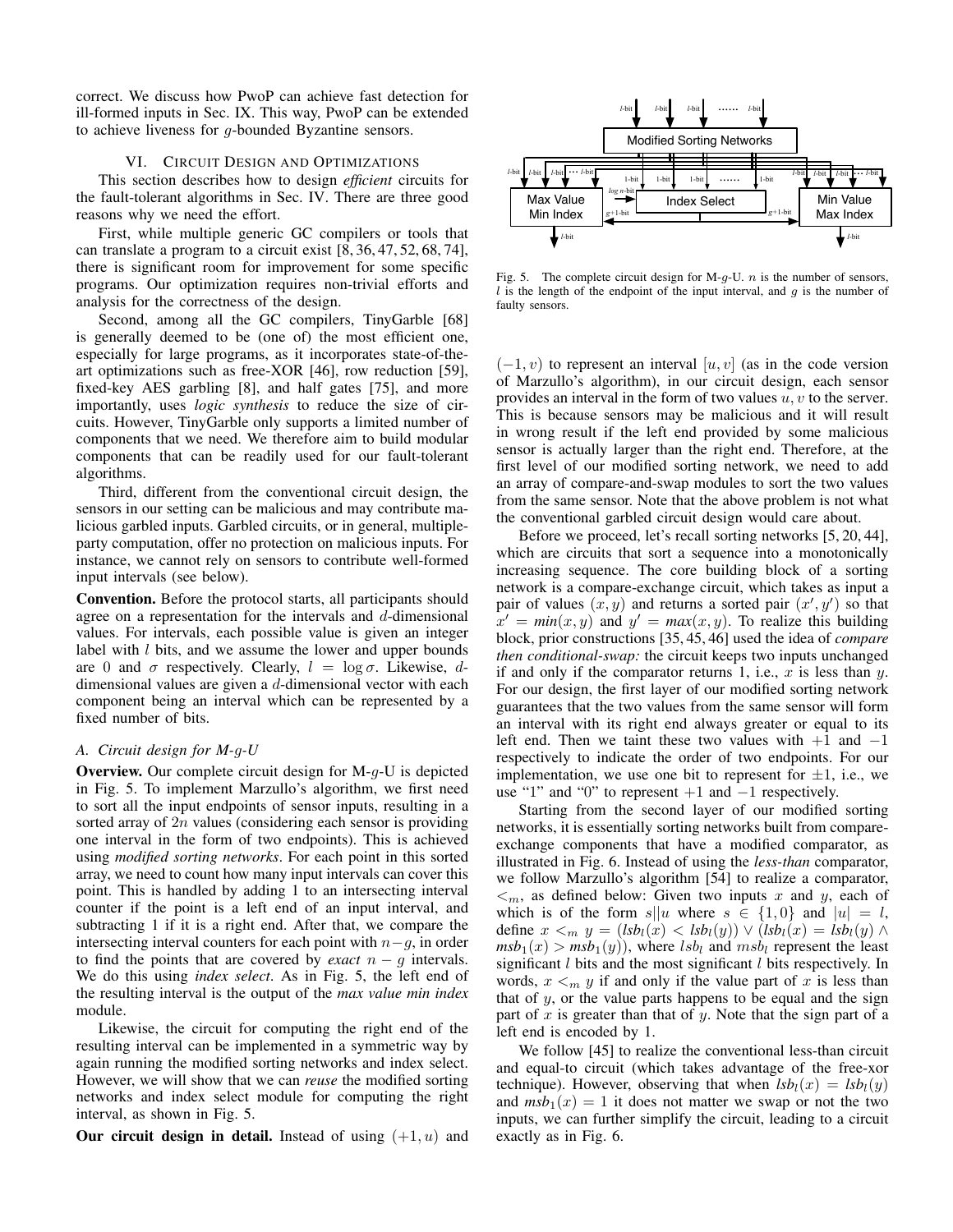correct. We discuss how PwoP can achieve fast detection for ill-formed inputs in Sec. IX. This way, PwoP can be extended to achieve liveness for $g$-bounded Byzantine sensors.

## VI. Circuit Design and Optimizations

This section describes how to design *efficient* circuits for the fault-tolerant algorithms in Sec. IV. There are three good reasons why we need the effort.

First, while multiple generic GC compilers or tools that can translate a program to a circuit exist [8, 36, 47, 52, 68, 74], there is significant room for improvement for some specific programs. Our optimization requires non-trivial efforts and analysis for the correctness of the design.

Second, among all the GC compilers, TinyGarble [68] is generally deemed to be (one of) the most efficient one, especially for large programs, as it incorporates state-of-the-art optimizations such as free-XOR [46], row reduction [59], fixed-key AES garbling [8], and half gates [75], and more importantly, uses *logic synthesis* to reduce the size of circuits. However, TinyGarble only supports a limited number of components that we need. We therefore aim to build modular components that can be readily used for our fault-tolerant algorithms.

Third, different from the conventional circuit design, the sensors in our setting can be malicious and may contribute malicious garbled inputs. Garbled circuits, or in general, multiple-party computation, offer no protection on malicious inputs. For instance, we cannot rely on sensors to contribute well-formed input intervals (see below).

**Convention.** Before the protocol starts, all participants should agree on a representation for the intervals and $d$-dimensional values. For intervals, each possible value is given an integer label with $l$ bits, and we assume the lower and upper bounds are 0 and $\sigma$ respectively. Clearly, $l = \log \sigma$. Likewise, $d$-dimensional values are given a $d$-dimensional vector with each component being an interval which can be represented by a fixed number of bits.

### A. Circuit design for M-$g$-U

**Overview.** Our complete circuit design for M-$g$-U is depicted in Fig. 5. To implement Marzullo's algorithm, we first need to sort all the input endpoints of sensor inputs, resulting in a sorted array of $2n$ values (considering each sensor is providing one interval in the form of two endpoints). This is achieved using *modified sorting networks*. For each point in this sorted array, we need to count how many input intervals can cover this point. This is handled by adding 1 to an intersecting interval counter if the point is a left end of an input interval, and subtracting 1 if it is a right end. After that, we compare the intersecting interval counters for each point with $n-g$, in order to find the points that are covered by *exact* $n-g$ intervals. We do this using *index select*. As in Fig. 5, the left end of the resulting interval is the output of the *max value min index* module.

Likewise, the circuit for computing the right end of the resulting interval can be implemented in a symmetric way by again running the modified sorting networks and index select. However, we will show that we can *reuse* the modified sorting networks and index select module for computing the right interval, as shown in Fig. 5.

Fig. 5. The complete circuit design for M-$g$-U. $n$ is the number of sensors, $l$ is the length of the endpoint of the input interval, and $g$ is the number of faulty sensors.

**Our circuit design in detail.** Instead of using $(+1, u)$ and $(-1, v)$ to represent an interval $[u, v]$ (as in the code version of Marzullo's algorithm), in our circuit design, each sensor provides an interval in the form of two values $u, v$ to the server. This is because sensors may be malicious and it will result in wrong result if the left end provided by some malicious sensor is actually larger than the right end. Therefore, at the first level of our modified sorting network, we need to add an array of compare-and-swap modules to sort the two values from the same sensor. Note that the above problem is not what the conventional garbled circuit design would care about.

Before we proceed, let's recall sorting networks [5, 20, 44], which are circuits that sort a sequence into a monotonically increasing sequence. The core building block of a sorting network is a compare-exchange circuit, which takes as input a pair of values $(x, y)$ and returns a sorted pair $(x', y')$ so that $x' = \mathit{min}(x, y)$ and $y' = \mathit{max}(x, y)$. To realize this building block, prior constructions [35, 45, 46] used the idea of *compare then conditional-swap:* the circuit keeps two inputs unchanged if and only if the comparator returns 1, i.e., $x$ is less than $y$. For our design, the first layer of our modified sorting network guarantees that the two values from the same sensor will form an interval with its right end always greater or equal to its left end. Then we taint these two values with $+1$ and $-1$ respectively to indicate the order of two endpoints. For our implementation, we use one bit to represent for $\pm 1$, i.e., we use "1" and "0" to represent $+1$ and $-1$ respectively.

Starting from the second layer of our modified sorting networks, it is essentially sorting networks built from compare-exchange components that have a modified comparator, as illustrated in Fig. 6. Instead of using the *less-than* comparator, we follow Marzullo's algorithm [54] to realize a comparator, $<_m$, as defined below: Given two inputs $x$ and $y$, each of which is of the form $s||u$ where $s \in \{1, 0\}$ and $|u| = l$, define $x <_m y = (\mathit{lsb}_l(x) < \mathit{lsb}_l(y)) \vee (\mathit{lsb}_l(x) = \mathit{lsb}_l(y) \wedge \mathit{msb}_1(x) > \mathit{msb}_1(y))$, where $lsb_l$ and $msb_l$ represent the least significant $l$ bits and the most significant $l$ bits respectively. In words, $x <_m y$ if and only if the value part of $x$ is less than that of $y$, or the value parts happens to be equal and the sign part of $x$ is greater than that of $y$. Note that the sign part of a left end is encoded by 1.

We follow [45] to realize the conventional less-than circuit and equal-to circuit (which takes advantage of the free-xor technique). However, observing that when $\mathit{lsb}_l(x) = \mathit{lsb}_l(y)$ and $\mathit{msb}_1(x) = 1$ it does not matter we swap or not the two inputs, we can further simplify the circuit, leading to a circuit exactly as in Fig. 6.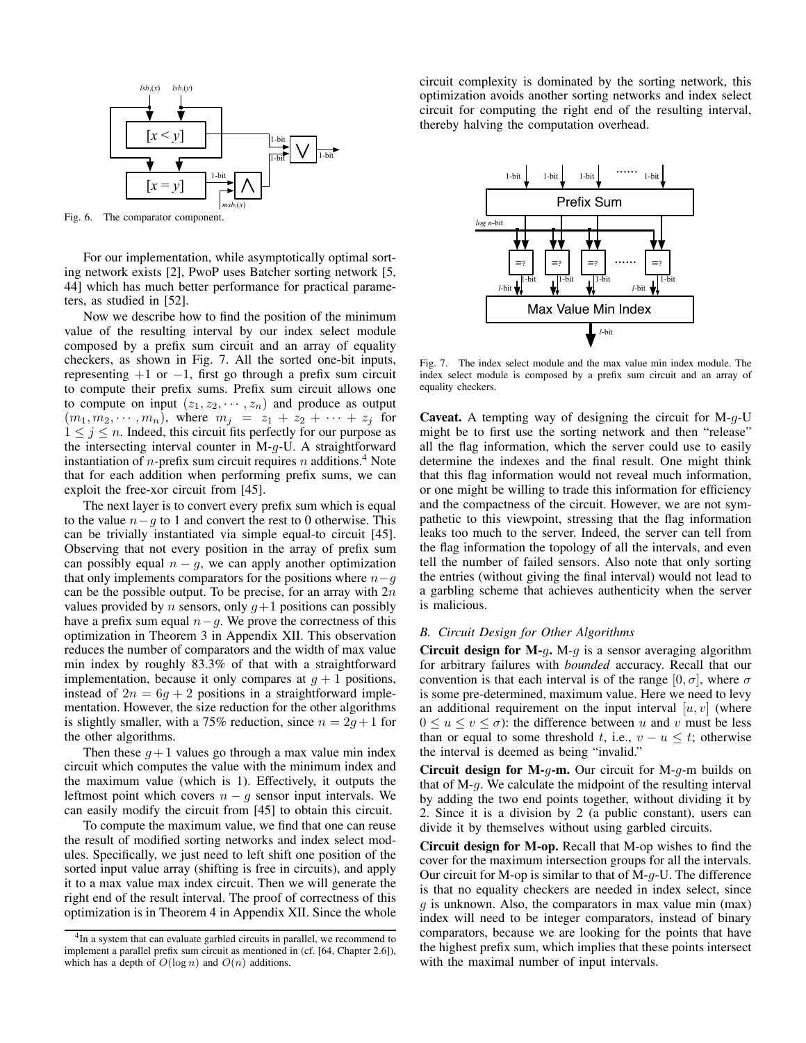Fig. 6. The comparator component.

For our implementation, while asymptotically optimal sorting network exists [2], PwoP uses Batcher sorting network [5, 44] which has much better performance for practical parameters, as studied in [52].

Now we describe how to find the position of the minimum value of the resulting interval by our index select module composed by a prefix sum circuit and an array of equality checkers, as shown in Fig. 7. All the sorted one-bit inputs, representing $+1$ or $-1$, first go through a prefix sum circuit to compute their prefix sums. Prefix sum circuit allows one to compute on input $(z_1, z_2, \cdots, z_n)$ and produce as output $(m_1, m_2, \cdots, m_n)$, where $m_j = z_1 + z_2 + \cdots + z_j$ for $1 \leq j \leq n$. Indeed, this circuit fits perfectly for our purpose as the intersecting interval counter in M-$g$-U. A straightforward instantiation of $n$-prefix sum circuit requires $n$ additions.[4] Note that for each addition when performing prefix sums, we can exploit the free-xor circuit from [45].

The next layer is to convert every prefix sum which is equal to the value $n-g$ to 1 and convert the rest to 0 otherwise. This can be trivially instantiated via simple equal-to circuit [45]. Observing that not every position in the array of prefix sum can possibly equal $n-g$, we can apply another optimization that only implements comparators for the positions where $n-g$ can be the possible output. To be precise, for an array with $2n$ values provided by $n$ sensors, only $g+1$ positions can possibly have a prefix sum equal $n-g$. We prove the correctness of this optimization in Theorem 3 in Appendix XII. This observation reduces the number of comparators and the width of max value min index by roughly 83.3% of that with a straightforward implementation, because it only compares at $g+1$ positions, instead of $2n = 6g+2$ positions in a straightforward implementation. However, the size reduction for the other algorithms is slightly smaller, with a 75% reduction, since $n = 2g+1$ for the other algorithms.

Then these $g+1$ values go through a max value min index circuit which computes the value with the minimum index and the maximum value (which is 1). Effectively, it outputs the leftmost point which covers $n-g$ sensor input intervals. We can easily modify the circuit from [45] to obtain this circuit.

To compute the maximum value, we find that one can reuse the result of modified sorting networks and index select modules. Specifically, we just need to left shift one position of the sorted input value array (shifting is free in circuits), and apply it to a max value max index circuit. Then we will generate the right end of the result interval. The proof of correctness of this optimization is in Theorem 4 in Appendix XII. Since the whole circuit complexity is dominated by the sorting network, this optimization avoids another sorting networks and index select circuit for computing the right end of the resulting interval, thereby halving the computation overhead.

Fig. 7. The index select module and the max value min index module. The index select module is composed by a prefix sum circuit and an array of equality checkers.

**Caveat.** A tempting way of designing the circuit for M-$g$-U might be to first use the sorting network and then "release" all the flag information, which the server could use to easily determine the indexes and the final result. One might think that this flag information would not reveal much information, or one might be willing to trade this information for efficiency and the compactness of the circuit. However, we are not sympathetic to this viewpoint, stressing that the flag information leaks too much to the server. Indeed, the server can tell from the flag information the topology of all the intervals, and even tell the number of failed sensors. Also note that only sorting the entries (without giving the final interval) would not lead to a garbling scheme that achieves authenticity when the server is malicious.

### B. Circuit Design for Other Algorithms

**Circuit design for M-$g$.** M-$g$ is a sensor averaging algorithm for arbitrary failures with *bounded* accuracy. Recall that our convention is that each interval is of the range $[0, \sigma]$, where $\sigma$ is some pre-determined, maximum value. Here we need to levy an additional requirement on the input interval $[u, v]$ (where $0 \leq u \leq v \leq \sigma$): the difference between $u$ and $v$ must be less than or equal to some threshold $t$, i.e., $v - u \leq t$; otherwise the interval is deemed as being "invalid."

**Circuit design for M-$g$-m.** Our circuit for M-$g$-m builds on that of M-$g$. We calculate the midpoint of the resulting interval by adding the two end points together, without dividing it by 2. Since it is a division by 2 (a public constant), users can divide it by themselves without using garbled circuits.

**Circuit design for M-op.** Recall that M-op wishes to find the cover for the maximum intersection groups for all the intervals. Our circuit for M-op is similar to that of M-$g$-U. The difference is that no equality checkers are needed in index select, since $g$ is unknown. Also, the comparators in max value min (max) index will need to be integer comparators, instead of binary comparators, because we are looking for the points that have the highest prefix sum, which implies that these points intersect with the maximal number of input intervals.

[4] In a system that can evaluate garbled circuits in parallel, we recommend to implement a parallel prefix sum circuit as mentioned in (cf. [64, Chapter 2.6]), which has a depth of $O(\log n)$ and $O(n)$ additions.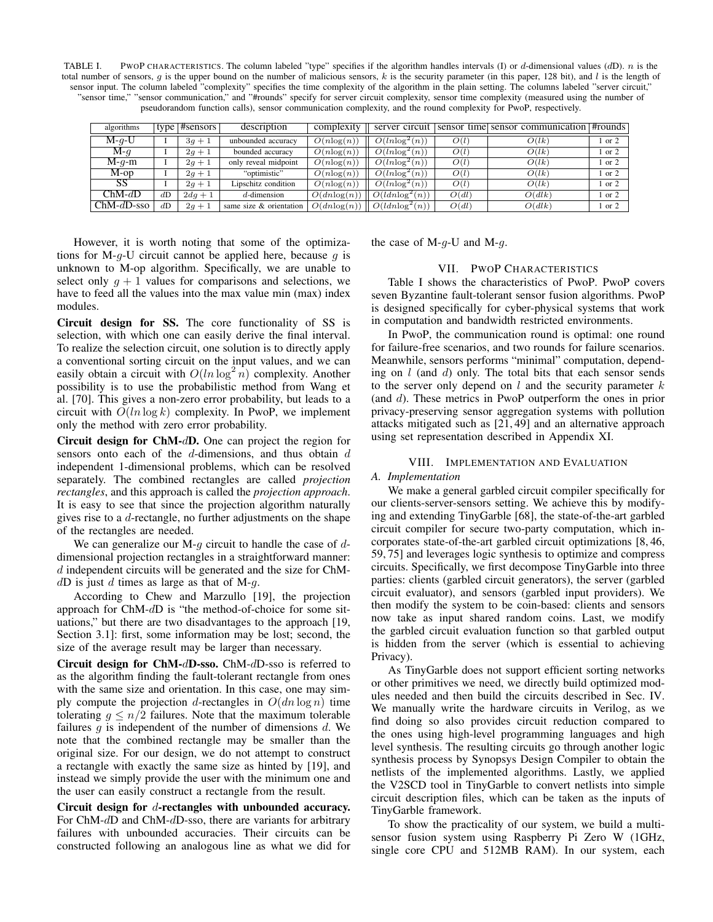TABLE I. PwoP CHARACTERISTICS. The column labeled "type" specifies if the algorithm handles intervals (I) or $d$-dimensional values ($d$D). $n$ is the total number of sensors, $g$ is the upper bound on the number of malicious sensors, $k$ is the security parameter (in this paper, 128 bit), and $l$ is the length of sensor input. The column labeled "complexity" specifies the time complexity of the algorithm in the plain setting. The columns labeled "server circuit," "sensor time," "sensor communication," and "#rounds" specify for server circuit complexity, sensor time complexity (measured using the number of pseudorandom function calls), sensor communication complexity, and the round complexity for PwoP, respectively.

| algorithms | type | #sensors | description | complexity | server circuit | sensor time | sensor communication | #rounds |
|---|---|---|---|---|---|---|---|---|
| M-$g$-U | I | $3g+1$ | unbounded accuracy | $O(n\log(n))$ | $O(ln\log^2(n))$ | $O(l)$ | $O(lk)$ | 1 or 2 |
| M-$g$ | I | $2g+1$ | bounded accuracy | $O(n\log(n))$ | $O(ln\log^2(n))$ | $O(l)$ | $O(lk)$ | 1 or 2 |
| M-$g$-m | I | $2g+1$ | only reveal midpoint | $O(n\log(n))$ | $O(ln\log^2(n))$ | $O(l)$ | $O(lk)$ | 1 or 2 |
| M-op | I | $2g+1$ | "optimistic" | $O(n\log(n))$ | $O(ln\log^2(n))$ | $O(l)$ | $O(lk)$ | 1 or 2 |
| SS | I | $2g+1$ | Lipschitz condition | $O(n\log(n))$ | $O(ln\log^2(n))$ | $O(l)$ | $O(lk)$ | 1 or 2 |
| ChM-$d$D | $d$D | $2dg+1$ | $d$-dimension | $O(dn\log(n))$ | $O(ldn\log^2(n))$ | $O(dl)$ | $O(dlk)$ | 1 or 2 |
| ChM-$d$D-sso | $d$D | $2g+1$ | same size & orientation | $O(dn\log(n))$ | $O(ldn\log^2(n))$ | $O(dl)$ | $O(dlk)$ | 1 or 2 |

However, it is worth noting that some of the optimizations for M-$g$-U circuit cannot be applied here, because $g$ is unknown to M-op algorithm. Specifically, we are unable to select only $g+1$ values for comparisons and selections, we have to feed all the values into the max value min (max) index modules.

**Circuit design for SS.** The core functionality of SS is selection, with which one can easily derive the final interval. To realize the selection circuit, one solution is to directly apply a conventional sorting circuit on the input values, and we can easily obtain a circuit with $O(ln\log^2 n)$ complexity. Another possibility is to use the probabilistic method from Wang et al. [70]. This gives a non-zero error probability, but leads to a circuit with $O(ln\log k)$ complexity. In PwoP, we implement only the method with zero error probability.

**Circuit design for ChM-$d$D.** One can project the region for sensors onto each of the $d$-dimensions, and thus obtain $d$ independent 1-dimensional problems, which can be resolved separately. The combined rectangles are called *projection rectangles*, and this approach is called the *projection approach*. It is easy to see that since the projection algorithm naturally gives rise to a $d$-rectangle, no further adjustments on the shape of the rectangles are needed.

We can generalize our M-$g$ circuit to handle the case of $d$-dimensional projection rectangles in a straightforward manner: $d$ independent circuits will be generated and the size for ChM-$d$D is just $d$ times as large as that of M-$g$.

According to Chew and Marzullo [19], the projection approach for ChM-$d$D is "the method-of-choice for some situations," but there are two disadvantages to the approach [19, Section 3.1]: first, some information may be lost; second, the size of the average result may be larger than necessary.

**Circuit design for ChM-$d$D-sso.** ChM-$d$D-sso is referred to as the algorithm finding the fault-tolerant rectangle from ones with the same size and orientation. In this case, one may simply compute the projection $d$-rectangles in $O(dn\log n)$ time tolerating $g \leq n/2$ failures. Note that the maximum tolerable failures $g$ is independent of the number of dimensions $d$. We note that the combined rectangle may be smaller than the original size. For our design, we do not attempt to construct a rectangle with exactly the same size as hinted by [19], and instead we simply provide the user with the minimum one and the user can easily construct a rectangle from the result.

**Circuit design for $d$-rectangles with unbounded accuracy.** For ChM-$d$D and ChM-$d$D-sso, there are variants for arbitrary failures with unbounded accuracies. Their circuits can be constructed following an analogous line as what we did for the case of M-$g$-U and M-$g$.

## VII. PwoP CHARACTERISTICS

Table I shows the characteristics of PwoP. PwoP covers seven Byzantine fault-tolerant sensor fusion algorithms. PwoP is designed specifically for cyber-physical systems that work in computation and bandwidth restricted environments.

In PwoP, the communication round is optimal: one round for failure-free scenarios, and two rounds for failure scenarios. Meanwhile, sensors performs "minimal" computation, depending on $l$ (and $d$) only. The total bits that each sensor sends to the server only depend on $l$ and the security parameter $k$ (and $d$). These metrics in PwoP outperform the ones in prior privacy-preserving sensor aggregation systems with pollution attacks mitigated such as [21, 49] and an alternative approach using set representation described in Appendix XI.

## VIII. IMPLEMENTATION AND EVALUATION

### A. Implementation

We make a general garbled circuit compiler specifically for our clients-server-sensors setting. We achieve this by modifying and extending TinyGarble [68], the state-of-the-art garbled circuit compiler for secure two-party computation, which incorporates state-of-the-art garbled circuit optimizations [8, 46, 59, 75] and leverages logic synthesis to optimize and compress circuits. Specifically, we first decompose TinyGarble into three parties: clients (garbled circuit generators), the server (garbled circuit evaluator), and sensors (garbled input providers). We then modify the system to be coin-based: clients and sensors now take as input shared random coins. Last, we modify the garbled circuit evaluation function so that garbled output is hidden from the server (which is essential to achieving Privacy).

As TinyGarble does not support efficient sorting networks or other primitives we need, we directly build optimized modules needed and then build the circuits described in Sec. IV. We manually write the hardware circuits in Verilog, as we find doing so also provides circuit reduction compared to the ones using high-level programming languages and high level synthesis. The resulting circuits go through another logic synthesis process by Synopsys Design Compiler to obtain the netlists of the implemented algorithms. Lastly, we applied the V2SCD tool in TinyGarble to convert netlists into simple circuit description files, which can be taken as the inputs of TinyGarble framework.

To show the practicality of our system, we build a multi-sensor fusion system using Raspberry Pi Zero W (1GHz, single core CPU and 512MB RAM). In our system, each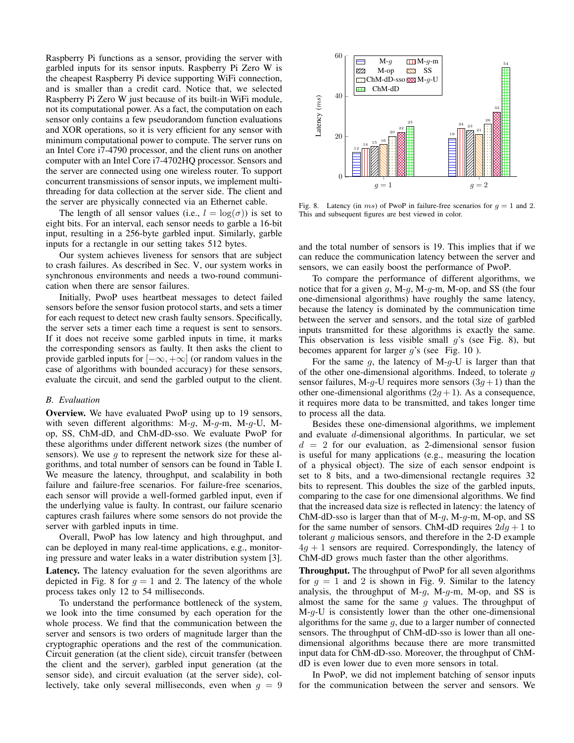Raspberry Pi functions as a sensor, providing the server with garbled inputs for its sensor inputs. Raspberry Pi Zero W is the cheapest Raspberry Pi device supporting WiFi connection, and is smaller than a credit card. Notice that, we selected Raspberry Pi Zero W just because of its built-in WiFi module, not its computational power. As a fact, the computation on each sensor only contains a few pseudorandom function evaluations and XOR operations, so it is very efficient for any sensor with minimum computational power to compute. The server runs on an Intel Core i7-4790 processor, and the client runs on another computer with an Intel Core i7-4702HQ processor. Sensors and the server are connected using one wireless router. To support concurrent transmissions of sensor inputs, we implement multi-threading for data collection at the server side. The client and the server are physically connected via an Ethernet cable.

The length of all sensor values (i.e., $l = \log(\sigma)$) is set to eight bits. For an interval, each sensor needs to garble a 16-bit input, resulting in a 256-byte garbled input. Similarly, garble inputs for a rectangle in our setting takes 512 bytes.

Our system achieves liveness for sensors that are subject to crash failures. As described in Sec. V, our system works in synchronous environments and needs a two-round communication when there are sensor failures.

Initially, PwoP uses heartbeat messages to detect failed sensors before the sensor fusion protocol starts, and sets a timer for each request to detect new crash faulty sensors. Specifically, the server sets a timer each time a request is sent to sensors. If it does not receive some garbled inputs in time, it marks the corresponding sensors as faulty. It then asks the client to provide garbled inputs for $[-\infty, +\infty]$ (or random values in the case of algorithms with bounded accuracy) for these sensors, evaluate the circuit, and send the garbled output to the client.

### B. Evaluation

**Overview.** We have evaluated PwoP using up to 19 sensors, with seven different algorithms: M-$g$, M-$g$-m, M-$g$-U, M-op, SS, ChM-dD, and ChM-dD-sso. We evaluate PwoP for these algorithms under different network sizes (the number of sensors). We use $g$ to represent the network size for these algorithms, and total number of sensors can be found in Table I. We measure the latency, throughput, and scalability in both failure and failure-free scenarios. For failure-free scenarios, each sensor will provide a well-formed garbled input, even if the underlying value is faulty. In contrast, our failure scenario captures crash failures where some sensors do not provide the server with garbled inputs in time.

Overall, PwoP has low latency and high throughput, and can be deployed in many real-time applications, e.g., monitoring pressure and water leaks in a water distribution system [3].

**Latency.** The latency evaluation for the seven algorithms are depicted in Fig. 8 for $g = 1$ and 2. The latency of the whole process takes only 12 to 54 milliseconds.

To understand the performance bottleneck of the system, we look into the time consumed by each operation for the whole process. We find that the communication between the server and sensors is two orders of magnitude larger than the cryptographic operations and the rest of the communication. Circuit generation (at the client side), circuit transfer (between the client and the server), garbled input generation (at the sensor side), and circuit evaluation (at the server side), collectively, take only several milliseconds, even when $g = 9$ and the total number of sensors is 19. This implies that if we can reduce the communication latency between the server and sensors, we can easily boost the performance of PwoP.

Fig. 8. Latency (in $ms$) of PwoP in failure-free scenarios for $g = 1$ and 2. This and subsequent figures are best viewed in color.

To compare the performance of different algorithms, we notice that for a given $g$, M-$g$, M-$g$-m, M-op, and SS (the four one-dimensional algorithms) have roughly the same latency, because the latency is dominated by the communication time between the server and sensors, and the total size of garbled inputs transmitted for these algorithms is exactly the same. This observation is less visible small $g$'s (see Fig. 8), but becomes apparent for larger $g$'s (see Fig. 10 ).

For the same $g$, the latency of M-$g$-U is larger than that of the other one-dimensional algorithms. Indeed, to tolerate $g$ sensor failures, M-$g$-U requires more sensors ($3g+1$) than the other one-dimensional algorithms ($2g+1$). As a consequence, it requires more data to be transmitted, and takes longer time to process all the data.

Besides these one-dimensional algorithms, we implement and evaluate $d$-dimensional algorithms. In particular, we set $d = 2$ for our evaluation, as 2-dimensional sensor fusion is useful for many applications (e.g., measuring the location of a physical object). The size of each sensor endpoint is set to 8 bits, and a two-dimensional rectangle requires 32 bits to represent. This doubles the size of the garbled inputs, comparing to the case for one dimensional algorithms. We find that the increased data size is reflected in latency: the latency of ChM-dD-sso is larger than that of M-$g$, M-$g$-m, M-op, and SS for the same number of sensors. ChM-dD requires $2dg + 1$ to tolerant $g$ malicious sensors, and therefore in the 2-D example $4g + 1$ sensors are required. Correspondingly, the latency of ChM-dD grows much faster than the other algorithms.

**Throughput.** The throughput of PwoP for all seven algorithms for $g = 1$ and 2 is shown in Fig. 9. Similar to the latency analysis, the throughput of M-$g$, M-$g$-m, M-op, and SS is almost the same for the same $g$ values. The throughput of M-$g$-U is consistently lower than the other one-dimensional algorithms for the same $g$, due to a larger number of connected sensors. The throughput of ChM-dD-sso is lower than all one-dimensional algorithms because there are more transmitted input data for ChM-dD-sso. Moreover, the throughput of ChM-dD is even lower due to even more sensors in total.

In PwoP, we did not implement batching of sensor inputs for the communication between the server and sensors. We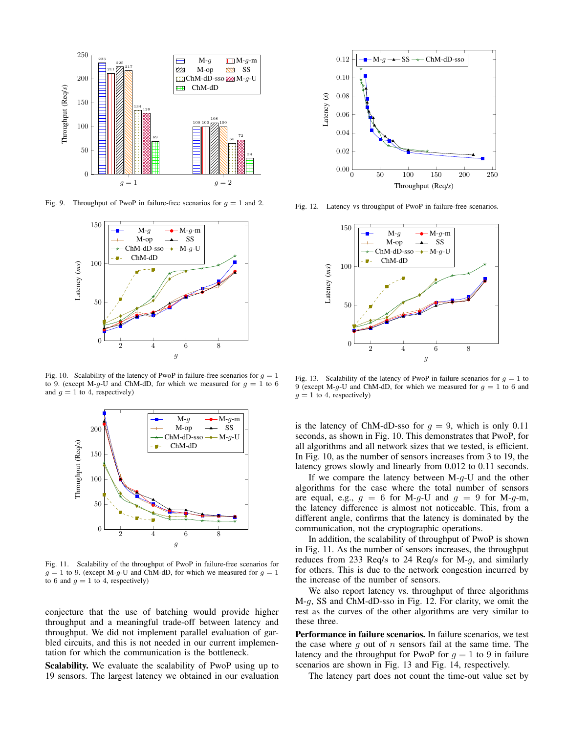Fig. 9. Throughput of PwoP in failure-free scenarios for $g = 1$ and 2.

Fig. 10. Scalability of the latency of PwoP in failure-free scenarios for $g = 1$ to 9. (except M-$g$-U and ChM-dD, for which we measured for $g = 1$ to 6 and $g = 1$ to 4, respectively)

Fig. 11. Scalability of the throughput of PwoP in failure-free scenarios for $g = 1$ to 9. (except M-$g$-U and ChM-dD, for which we measured for $g = 1$ to 6 and $g = 1$ to 4, respectively)

conjecture that the use of batching would provide higher throughput and a meaningful trade-off between latency and throughput. We did not implement parallel evaluation of garbled circuits, and this is not needed in our current implementation for which the communication is the bottleneck.

**Scalability.** We evaluate the scalability of PwoP using up to 19 sensors. The largest latency we obtained in our evaluation is the latency of ChM-dD-sso for $g = 9$, which is only 0.11 seconds, as shown in Fig. 10. This demonstrates that PwoP, for all algorithms and all network sizes that we tested, is efficient. In Fig. 10, as the number of sensors increases from 3 to 19, the latency grows slowly and linearly from 0.012 to 0.11 seconds.

If we compare the latency between M-$g$-U and the other algorithms for the case where the total number of sensors are equal, e.g., $g = 6$ for M-$g$-U and $g = 9$ for M-$g$-m, the latency difference is almost not noticeable. This, from a different angle, confirms that the latency is dominated by the communication, not the cryptographic operations.

In addition, the scalability of throughput of PwoP is shown in Fig. 11. As the number of sensors increases, the throughput reduces from 233 Req/$s$ to 24 Req/$s$ for M-$g$, and similarly for others. This is due to the network congestion incurred by the increase of the number of sensors.

We also report latency vs. throughput of three algorithms M-$g$, SS and ChM-dD-sso in Fig. 12. For clarity, we omit the rest as the curves of the other algorithms are very similar to these three.

Fig. 12. Latency vs throughput of PwoP in failure-free scenarios.

Fig. 13. Scalability of the latency of PwoP in failure scenarios for $g = 1$ to 9 (except M-$g$-U and ChM-dD, for which we measured for $g = 1$ to 6 and $g = 1$ to 4, respectively)

**Performance in failure scenarios.** In failure scenarios, we test the case where $g$ out of $n$ sensors fail at the same time. The latency and the throughput for PwoP for $g = 1$ to 9 in failure scenarios are shown in Fig. 13 and Fig. 14, respectively.

The latency part does not count the time-out value set by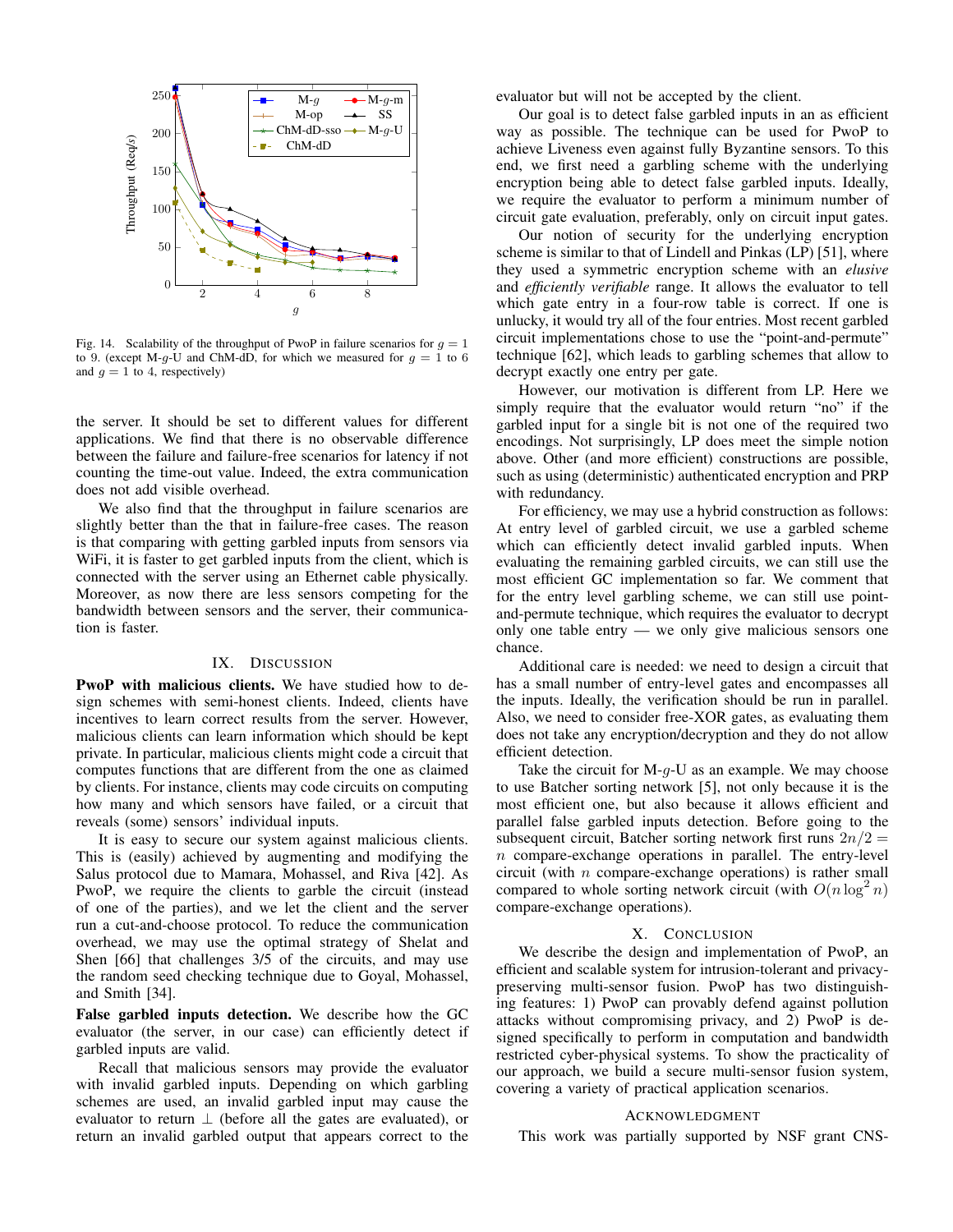Fig. 14. Scalability of the throughput of PwoP in failure scenarios for $g = 1$ to 9. (except M-$g$-U and ChM-dD, for which we measured for $g = 1$ to 6 and $g = 1$ to 4, respectively)

the server. It should be set to different values for different applications. We find that there is no observable difference between the failure and failure-free scenarios for latency if not counting the time-out value. Indeed, the extra communication does not add visible overhead.

We also find that the throughput in failure scenarios are slightly better than the that in failure-free cases. The reason is that comparing with getting garbled inputs from sensors via WiFi, it is faster to get garbled inputs from the client, which is connected with the server using an Ethernet cable physically. Moreover, as now there are less sensors competing for the bandwidth between sensors and the server, their communication is faster.

## IX. Discussion

**PwoP with malicious clients.** We have studied how to design schemes with semi-honest clients. Indeed, clients have incentives to learn correct results from the server. However, malicious clients can learn information which should be kept private. In particular, malicious clients might code a circuit that computes functions that are different from the one as claimed by clients. For instance, clients may code circuits on computing how many and which sensors have failed, or a circuit that reveals (some) sensors' individual inputs.

It is easy to secure our system against malicious clients. This is (easily) achieved by augmenting and modifying the Salus protocol due to Mamara, Mohassel, and Riva [42]. As PwoP, we require the clients to garble the circuit (instead of one of the parties), and we let the client and the server run a cut-and-choose protocol. To reduce the communication overhead, we may use the optimal strategy of Shelat and Shen [66] that challenges 3/5 of the circuits, and may use the random seed checking technique due to Goyal, Mohassel, and Smith [34].

**False garbled inputs detection.** We describe how the GC evaluator (the server, in our case) can efficiently detect if garbled inputs are valid.

Recall that malicious sensors may provide the evaluator with invalid garbled inputs. Depending on which garbling schemes are used, an invalid garbled input may cause the evaluator to return $\perp$ (before all the gates are evaluated), or return an invalid garbled output that appears correct to the evaluator but will not be accepted by the client.

Our goal is to detect false garbled inputs in an as efficient way as possible. The technique can be used for PwoP to achieve Liveness even against fully Byzantine sensors. To this end, we first need a garbling scheme with the underlying encryption being able to detect false garbled inputs. Ideally, we require the evaluator to perform a minimum number of circuit gate evaluation, preferably, only on circuit input gates.

Our notion of security for the underlying encryption scheme is similar to that of Lindell and Pinkas (LP) [51], where they used a symmetric encryption scheme with an *elusive* and *efficiently verifiable* range. It allows the evaluator to tell which gate entry in a four-row table is correct. If one is unlucky, it would try all of the four entries. Most recent garbled circuit implementations chose to use the "point-and-permute" technique [62], which leads to garbling schemes that allow to decrypt exactly one entry per gate.

However, our motivation is different from LP. Here we simply require that the evaluator would return "no" if the garbled input for a single bit is not one of the required two encodings. Not surprisingly, LP does meet the simple notion above. Other (and more efficient) constructions are possible, such as using (deterministic) authenticated encryption and PRP with redundancy.

For efficiency, we may use a hybrid construction as follows: At entry level of garbled circuit, we use a garbled scheme which can efficiently detect invalid garbled inputs. When evaluating the remaining garbled circuits, we can still use the most efficient GC implementation so far. We comment that for the entry level garbling scheme, we can still use point-and-permute technique, which requires the evaluator to decrypt only one table entry — we only give malicious sensors one chance.

Additional care is needed: we need to design a circuit that has a small number of entry-level gates and encompasses all the inputs. Ideally, the verification should be run in parallel. Also, we need to consider free-XOR gates, as evaluating them does not take any encryption/decryption and they do not allow efficient detection.

Take the circuit for M-$g$-U as an example. We may choose to use Batcher sorting network [5], not only because it is the most efficient one, but also because it allows efficient and parallel false garbled inputs detection. Before going to the subsequent circuit, Batcher sorting network first runs $2n/2 = n$ compare-exchange operations in parallel. The entry-level circuit (with $n$ compare-exchange operations) is rather small compared to whole sorting network circuit (with $O(n \log^2 n)$ compare-exchange operations).

## X. Conclusion

We describe the design and implementation of PwoP, an efficient and scalable system for intrusion-tolerant and privacy-preserving multi-sensor fusion. PwoP has two distinguishing features: 1) PwoP can provably defend against pollution attacks without compromising privacy, and 2) PwoP is designed specifically to perform in computation and bandwidth restricted cyber-physical systems. To show the practicality of our approach, we build a secure multi-sensor fusion system, covering a variety of practical application scenarios.

## Acknowledgment

This work was partially supported by NSF grant CNS-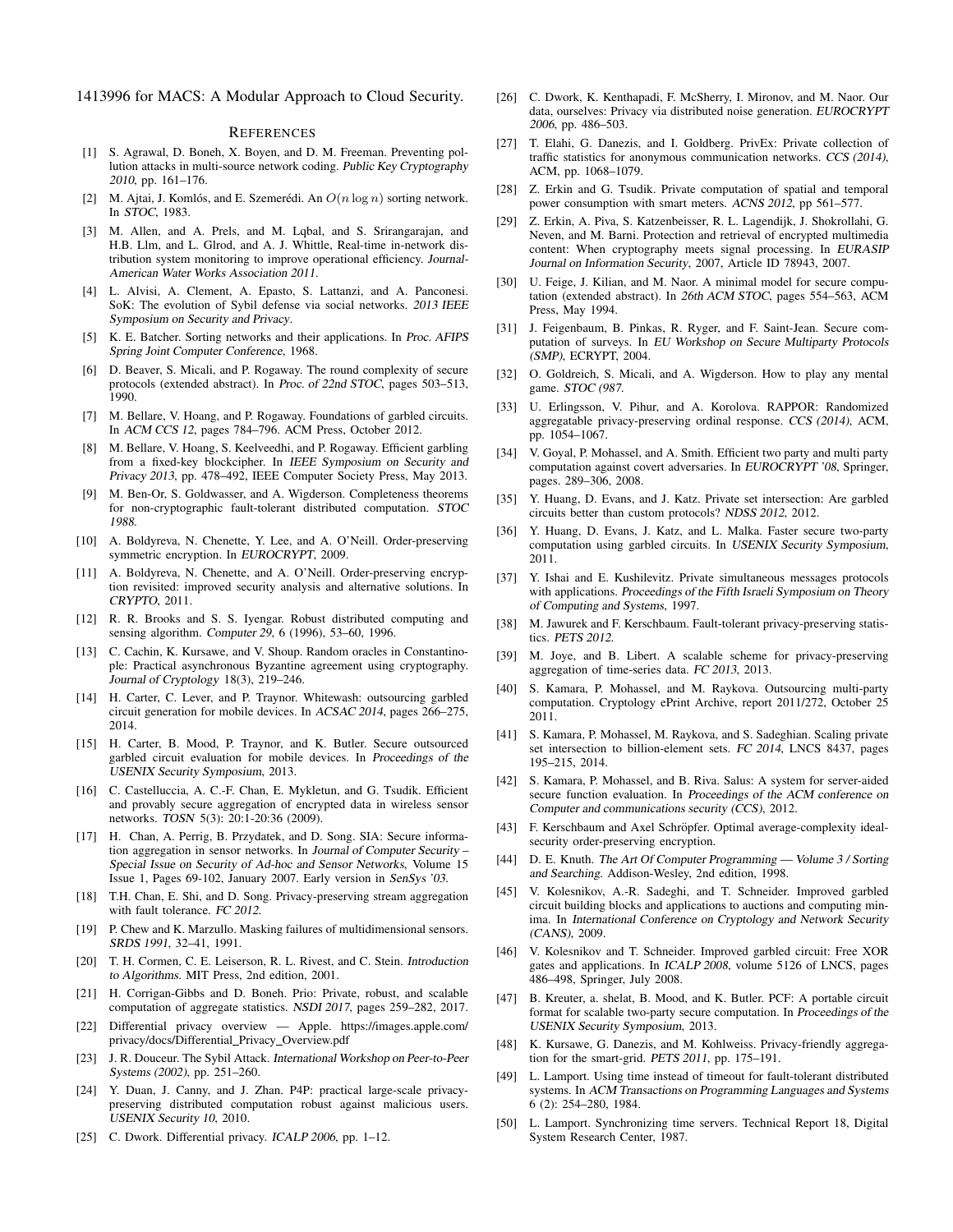1413996 for MACS: A Modular Approach to Cloud Security.

## References

[1] S. Agrawal, D. Boneh, X. Boyen, and D. M. Freeman. Preventing pollution attacks in multi-source network coding. *Public Key Cryptography 2010*, pp. 161–176.

[2] M. Ajtai, J. Komlós, and E. Szemerédi. An $O(n \log n)$ sorting network. In *STOC*, 1983.

[3] M. Allen, and A. Prels, and M. Lqbal, and S. Srirangarajan, and H.B. Llm, and L. Glrod, and A. J. Whittle, Real-time in-network distribution system monitoring to improve operational efficiency. *Journal-American Water Works Association 2011*.

[4] L. Alvisi, A. Clement, A. Epasto, S. Lattanzi, and A. Panconesi. SoK: The evolution of Sybil defense via social networks. *2013 IEEE Symposium on Security and Privacy*.

[5] K. E. Batcher. Sorting networks and their applications. In *Proc. AFIPS Spring Joint Computer Conference*, 1968.

[6] D. Beaver, S. Micali, and P. Rogaway. The round complexity of secure protocols (extended abstract). In *Proc. of 22nd STOC*, pages 503–513, 1990.

[7] M. Bellare, V. Hoang, and P. Rogaway. Foundations of garbled circuits. In *ACM CCS 12*, pages 784–796. ACM Press, October 2012.

[8] M. Bellare, V. Hoang, S. Keelveedhi, and P. Rogaway. Efficient garbling from a fixed-key blockcipher. In *IEEE Symposium on Security and Privacy 2013*, pp. 478–492, IEEE Computer Society Press, May 2013.

[9] M. Ben-Or, S. Goldwasser, and A. Wigderson. Completeness theorems for non-cryptographic fault-tolerant distributed computation. *STOC 1988*.

[10] A. Boldyreva, N. Chenette, Y. Lee, and A. O'Neill. Order-preserving symmetric encryption. In *EUROCRYPT*, 2009.

[11] A. Boldyreva, N. Chenette, and A. O'Neill. Order-preserving encryption revisited: improved security analysis and alternative solutions. In *CRYPTO*, 2011.

[12] R. R. Brooks and S. S. Iyengar. Robust distributed computing and sensing algorithm. *Computer 29*, 6 (1996), 53–60, 1996.

[13] C. Cachin, K. Kursawe, and V. Shoup. Random oracles in Constantinople: Practical asynchronous Byzantine agreement using cryptography. *Journal of Cryptology* 18(3), 219–246.

[14] H. Carter, C. Lever, and P. Traynor. Whitewash: outsourcing garbled circuit generation for mobile devices. In *ACSAC 2014*, pages 266–275, 2014.

[15] H. Carter, B. Mood, P. Traynor, and K. Butler. Secure outsourced garbled circuit evaluation for mobile devices. In *Proceedings of the USENIX Security Symposium*, 2013.

[16] C. Castelluccia, A. C.-F. Chan, E. Mykletun, and G. Tsudik. Efficient and provably secure aggregation of encrypted data in wireless sensor networks. *TOSN* 5(3): 20:1-20:36 (2009).

[17] H. Chan, A. Perrig, B. Przydatek, and D. Song. SIA: Secure information aggregation in sensor networks. In *Journal of Computer Security – Special Issue on Security of Ad-hoc and Sensor Networks*, Volume 15 Issue 1, Pages 69-102, January 2007. Early version in *SenSys '03*.

[18] T.H. Chan, E. Shi, and D. Song. Privacy-preserving stream aggregation with fault tolerance. *FC 2012*.

[19] P. Chew and K. Marzullo. Masking failures of multidimensional sensors. *SRDS 1991*, 32–41, 1991.

[20] T. H. Cormen, C. E. Leiserson, R. L. Rivest, and C. Stein. *Introduction to Algorithms*. MIT Press, 2nd edition, 2001.

[21] H. Corrigan-Gibbs and D. Boneh. Prio: Private, robust, and scalable computation of aggregate statistics. *NSDI 2017*, pages 259–282, 2017.

[22] Differential privacy overview — Apple. https://images.apple.com/privacy/docs/Differential_Privacy_Overview.pdf

[23] J. R. Douceur. The Sybil Attack. *International Workshop on Peer-to-Peer Systems (2002)*, pp. 251–260.

[24] Y. Duan, J. Canny, and J. Zhan. P4P: practical large-scale privacy-preserving distributed computation robust against malicious users. *USENIX Security 10*, 2010.

[25] C. Dwork. Differential privacy. *ICALP 2006*, pp. 1–12.

[26] C. Dwork, K. Kenthapadi, F. McSherry, I. Mironov, and M. Naor. Our data, ourselves: Privacy via distributed noise generation. *EUROCRYPT 2006*, pp. 486–503.

[27] T. Elahi, G. Danezis, and I. Goldberg. PrivEx: Private collection of traffic statistics for anonymous communication networks. *CCS (2014)*, ACM, pp. 1068–1079.

[28] Z. Erkin and G. Tsudik. Private computation of spatial and temporal power consumption with smart meters. *ACNS 2012*, pp 561–577.

[29] Z. Erkin, A. Piva, S. Katzenbeisser, R. L. Lagendijk, J. Shokrollahi, G. Neven, and M. Barni. Protection and retrieval of encrypted multimedia content: When cryptography meets signal processing. In *EURASIP Journal on Information Security*, 2007, Article ID 78943, 2007.

[30] U. Feige, J. Kilian, and M. Naor. A minimal model for secure computation (extended abstract). In *26th ACM STOC*, pages 554–563, ACM Press, May 1994.

[31] J. Feigenbaum, B. Pinkas, R. Ryger, and F. Saint-Jean. Secure computation of surveys. In *EU Workshop on Secure Multiparty Protocols (SMP)*, ECRYPT, 2004.

[32] O. Goldreich, S. Micali, and A. Wigderson. How to play any mental game. *STOC (987*.

[33] U. Erlingsson, V. Pihur, and A. Korolova. RAPPOR: Randomized aggregatable privacy-preserving ordinal response. *CCS (2014)*, ACM, pp. 1054–1067.

[34] V. Goyal, P. Mohassel, and A. Smith. Efficient two party and multi party computation against covert adversaries. In *EUROCRYPT '08*, Springer, pages. 289–306, 2008.

[35] Y. Huang, D. Evans, and J. Katz. Private set intersection: Are garbled circuits better than custom protocols? *NDSS 2012*, 2012.

[36] Y. Huang, D. Evans, J. Katz, and L. Malka. Faster secure two-party computation using garbled circuits. In *USENIX Security Symposium*, 2011.

[37] Y. Ishai and E. Kushilevitz. Private simultaneous messages protocols with applications. *Proceedings of the Fifth Israeli Symposium on Theory of Computing and Systems*, 1997.

[38] M. Jawurek and F. Kerschbaum. Fault-tolerant privacy-preserving statistics. *PETS 2012*.

[39] M. Joye, and B. Libert. A scalable scheme for privacy-preserving aggregation of time-series data. *FC 2013*, 2013.

[40] S. Kamara, P. Mohassel, and M. Raykova. Outsourcing multi-party computation. Cryptology ePrint Archive, report 2011/272, October 25 2011.

[41] S. Kamara, P. Mohassel, M. Raykova, and S. Sadeghian. Scaling private set intersection to billion-element sets. *FC 2014*, LNCS 8437, pages 195–215, 2014.

[42] S. Kamara, P. Mohassel, and B. Riva. Salus: A system for server-aided secure function evaluation. In *Proceedings of the ACM conference on Computer and communications security (CCS)*, 2012.

[43] F. Kerschbaum and Axel Schröpfer. Optimal average-complexity ideal-security order-preserving encryption.

[44] D. E. Knuth. *The Art Of Computer Programming — Volume 3 / Sorting and Searching*. Addison-Wesley, 2nd edition, 1998.

[45] V. Kolesnikov, A.-R. Sadeghi, and T. Schneider. Improved garbled circuit building blocks and applications to auctions and computing minima. In *International Conference on Cryptology and Network Security (CANS)*, 2009.

[46] V. Kolesnikov and T. Schneider. Improved garbled circuit: Free XOR gates and applications. In *ICALP 2008*, volume 5126 of LNCS, pages 486–498, Springer, July 2008.

[47] B. Kreuter, a. shelat, B. Mood, and K. Butler. PCF: A portable circuit format for scalable two-party secure computation. In *Proceedings of the USENIX Security Symposium*, 2013.

[48] K. Kursawe, G. Danezis, and M. Kohlweiss. Privacy-friendly aggregation for the smart-grid. *PETS 2011*, pp. 175–191.

[49] L. Lamport. Using time instead of timeout for fault-tolerant distributed systems. In *ACM Transactions on Programming Languages and Systems* 6 (2): 254–280, 1984.

[50] L. Lamport. Synchronizing time servers. Technical Report 18, Digital System Research Center, 1987.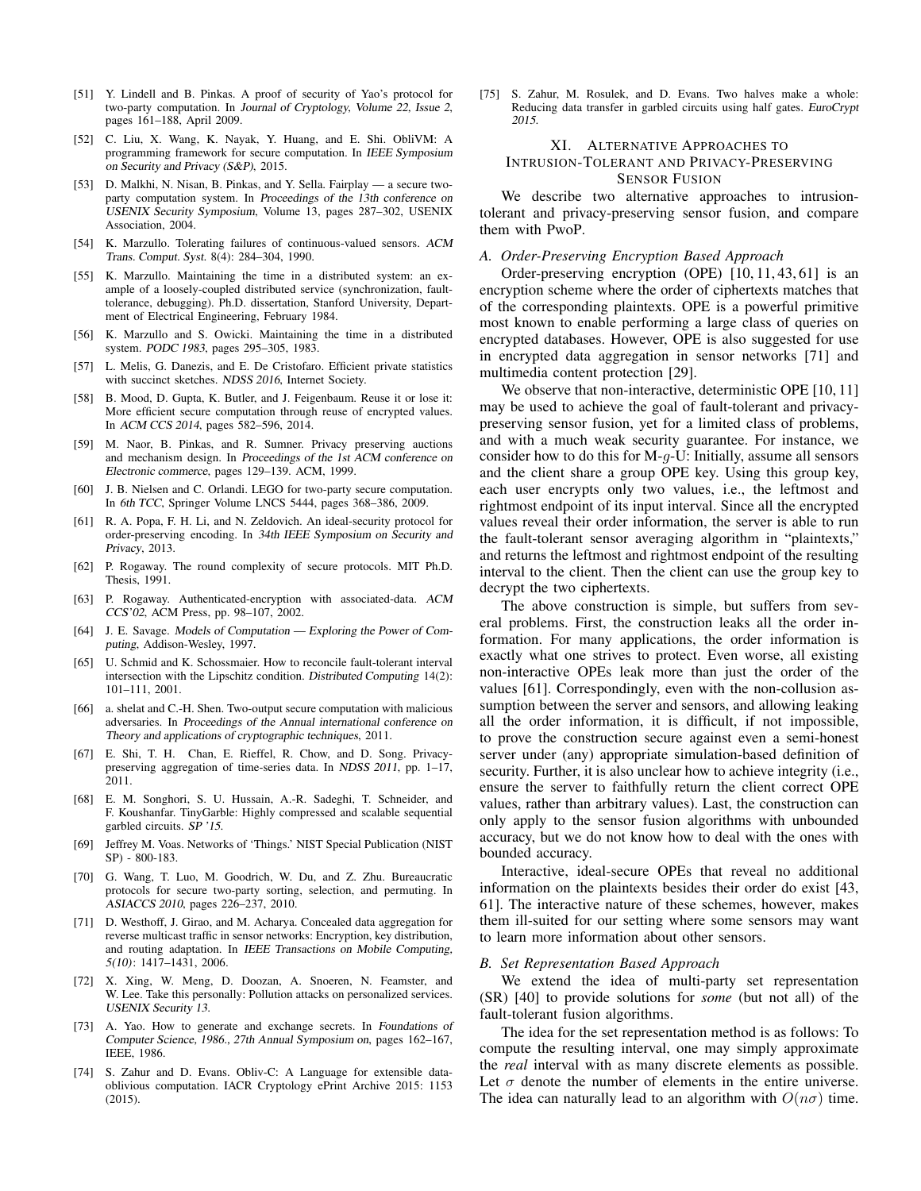[51] Y. Lindell and B. Pinkas. A proof of security of Yao's protocol for two-party computation. In *Journal of Cryptology, Volume 22, Issue 2*, pages 161–188, April 2009.

[52] C. Liu, X. Wang, K. Nayak, Y. Huang, and E. Shi. ObliVM: A programming framework for secure computation. In *IEEE Symposium on Security and Privacy (S&P)*, 2015.

[53] D. Malkhi, N. Nisan, B. Pinkas, and Y. Sella. Fairplay — a secure two-party computation system. In *Proceedings of the 13th conference on USENIX Security Symposium*, Volume 13, pages 287–302, USENIX Association, 2004.

[54] K. Marzullo. Tolerating failures of continuous-valued sensors. *ACM Trans. Comput. Syst.* 8(4): 284–304, 1990.

[55] K. Marzullo. Maintaining the time in a distributed system: an example of a loosely-coupled distributed service (synchronization, fault-tolerance, debugging). Ph.D. dissertation, Stanford University, Department of Electrical Engineering, February 1984.

[56] K. Marzullo and S. Owicki. Maintaining the time in a distributed system. *PODC 1983*, pages 295–305, 1983.

[57] L. Melis, G. Danezis, and E. De Cristofaro. Efficient private statistics with succinct sketches. *NDSS 2016*, Internet Society.

[58] B. Mood, D. Gupta, K. Butler, and J. Feigenbaum. Reuse it or lose it: More efficient secure computation through reuse of encrypted values. In *ACM CCS 2014*, pages 582–596, 2014.

[59] M. Naor, B. Pinkas, and R. Sumner. Privacy preserving auctions and mechanism design. In *Proceedings of the 1st ACM conference on Electronic commerce*, pages 129–139. ACM, 1999.

[60] J. B. Nielsen and C. Orlandi. LEGO for two-party secure computation. In *6th TCC*, Springer Volume LNCS 5444, pages 368–386, 2009.

[61] R. A. Popa, F. H. Li, and N. Zeldovich. An ideal-security protocol for order-preserving encoding. In *34th IEEE Symposium on Security and Privacy*, 2013.

[62] P. Rogaway. The round complexity of secure protocols. MIT Ph.D. Thesis, 1991.

[63] P. Rogaway. Authenticated-encryption with associated-data. *ACM CCS'02*, ACM Press, pp. 98–107, 2002.

[64] J. E. Savage. *Models of Computation — Exploring the Power of Computing*, Addison-Wesley, 1997.

[65] U. Schmid and K. Schossmaier. How to reconcile fault-tolerant interval intersection with the Lipschitz condition. *Distributed Computing* 14(2): 101–111, 2001.

[66] a. shelat and C.-H. Shen. Two-output secure computation with malicious adversaries. In *Proceedings of the Annual international conference on Theory and applications of cryptographic techniques*, 2011.

[67] E. Shi, T. H. Chan, E. Rieffel, R. Chow, and D. Song. Privacy-preserving aggregation of time-series data. In *NDSS 2011*, pp. 1–17, 2011.

[68] E. M. Songhori, S. U. Hussain, A.-R. Sadeghi, T. Schneider, and F. Koushanfar. TinyGarble: Highly compressed and scalable sequential garbled circuits. *SP '15.*

[69] Jeffrey M. Voas. Networks of 'Things.' NIST Special Publication (NIST SP) - 800-183.

[70] G. Wang, T. Luo, M. Goodrich, W. Du, and Z. Zhu. Bureaucratic protocols for secure two-party sorting, selection, and permuting. In *ASIACCS 2010*, pages 226–237, 2010.

[71] D. Westhoff, J. Girao, and M. Acharya. Concealed data aggregation for reverse multicast traffic in sensor networks: Encryption, key distribution, and routing adaptation. In *IEEE Transactions on Mobile Computing, 5(10)*: 1417–1431, 2006.

[72] X. Xing, W. Meng, D. Doozan, A. Snoeren, N. Feamster, and W. Lee. Take this personally: Pollution attacks on personalized services. *USENIX Security 13.*

[73] A. Yao. How to generate and exchange secrets. In *Foundations of Computer Science, 1986., 27th Annual Symposium on*, pages 162–167, IEEE, 1986.

[74] S. Zahur and D. Evans. Obliv-C: A Language for extensible data-oblivious computation. IACR Cryptology ePrint Archive 2015: 1153 (2015).

[75] S. Zahur, M. Rosulek, and D. Evans. Two halves make a whole: Reducing data transfer in garbled circuits using half gates. *EuroCrypt 2015.*

## XI. Alternative Approaches to Intrusion-Tolerant and Privacy-Preserving Sensor Fusion

We describe two alternative approaches to intrusion-tolerant and privacy-preserving sensor fusion, and compare them with PwoP.

### A. Order-Preserving Encryption Based Approach

Order-preserving encryption (OPE) [10, 11, 43, 61] is an encryption scheme where the order of ciphertexts matches that of the corresponding plaintexts. OPE is a powerful primitive most known to enable performing a large class of queries on encrypted databases. However, OPE is also suggested for use in encrypted data aggregation in sensor networks [71] and multimedia content protection [29].

We observe that non-interactive, deterministic OPE [10, 11] may be used to achieve the goal of fault-tolerant and privacy-preserving sensor fusion, yet for a limited class of problems, and with a much weak security guarantee. For instance, we consider how to do this for M-$g$-U: Initially, assume all sensors and the client share a group OPE key. Using this group key, each user encrypts only two values, i.e., the leftmost and rightmost endpoint of its input interval. Since all the encrypted values reveal their order information, the server is able to run the fault-tolerant sensor averaging algorithm in "plaintexts," and returns the leftmost and rightmost endpoint of the resulting interval to the client. Then the client can use the group key to decrypt the two ciphertexts.

The above construction is simple, but suffers from several problems. First, the construction leaks all the order information. For many applications, the order information is exactly what one strives to protect. Even worse, all existing non-interactive OPEs leak more than just the order of the values [61]. Correspondingly, even with the non-collusion assumption between the server and sensors, and allowing leaking all the order information, it is difficult, if not impossible, to prove the construction secure against even a semi-honest server under (any) appropriate simulation-based definition of security. Further, it is also unclear how to achieve integrity (i.e., ensure the server to faithfully return the client correct OPE values, rather than arbitrary values). Last, the construction can only apply to the sensor fusion algorithms with unbounded accuracy, but we do not know how to deal with the ones with bounded accuracy.

Interactive, ideal-secure OPEs that reveal no additional information on the plaintexts besides their order do exist [43, 61]. The interactive nature of these schemes, however, makes them ill-suited for our setting where some sensors may want to learn more information about other sensors.

### B. Set Representation Based Approach

We extend the idea of multi-party set representation (SR) [40] to provide solutions for *some* (but not all) of the fault-tolerant fusion algorithms.

The idea for the set representation method is as follows: To compute the resulting interval, one may simply approximate the *real* interval with as many discrete elements as possible. Let $\sigma$ denote the number of elements in the entire universe. The idea can naturally lead to an algorithm with $O(n\sigma)$ time.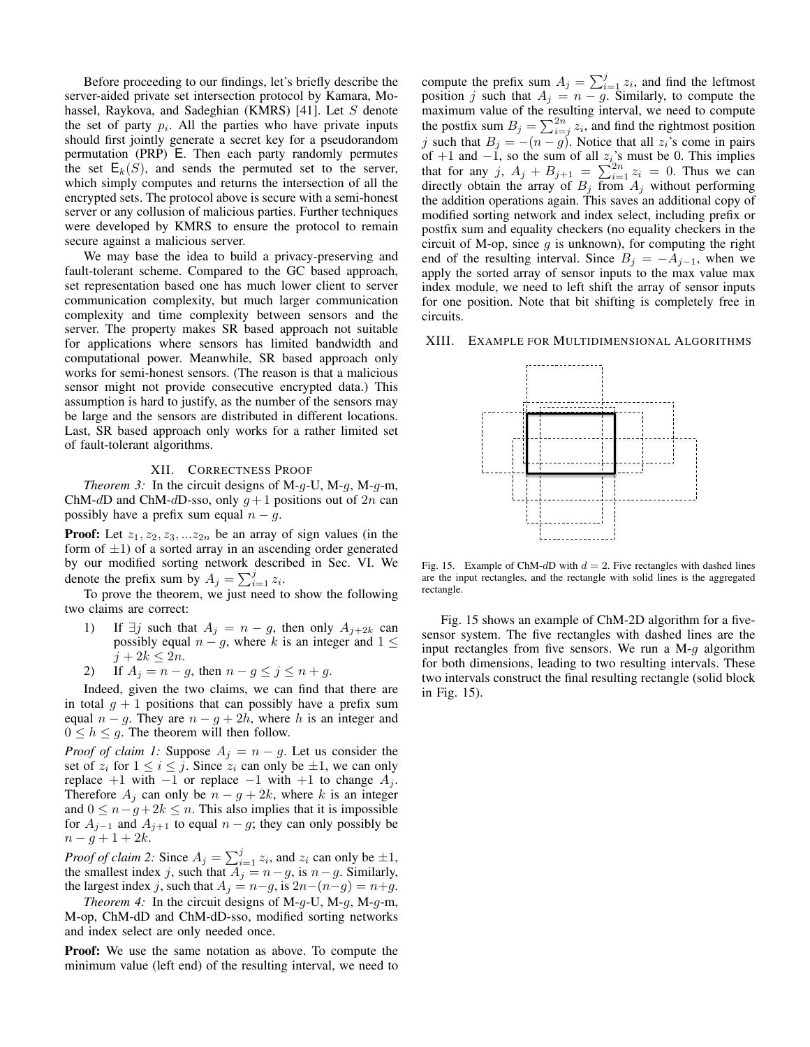Before proceeding to our findings, let's briefly describe the server-aided private set intersection protocol by Kamara, Mohassel, Raykova, and Sadeghian (KMRS) [41]. Let $S$ denote the set of party $p_i$. All the parties who have private inputs should first jointly generate a secret key for a pseudorandom permutation (PRP) $\mathsf{E}$. Then each party randomly permutes the set $\mathsf{E}_k(S)$, and sends the permuted set to the server, which simply computes and returns the intersection of all the encrypted sets. The protocol above is secure with a semi-honest server or any collusion of malicious parties. Further techniques were developed by KMRS to ensure the protocol to remain secure against a malicious server.

We may base the idea to build a privacy-preserving and fault-tolerant scheme. Compared to the GC based approach, set representation based one has much lower client to server communication complexity, but much larger communication complexity and time complexity between sensors and the server. The property makes SR based approach not suitable for applications where sensors has limited bandwidth and computational power. Meanwhile, SR based approach only works for semi-honest sensors. (The reason is that a malicious sensor might not provide consecutive encrypted data.) This assumption is hard to justify, as the number of the sensors may be large and the sensors are distributed in different locations. Last, SR based approach only works for a rather limited set of fault-tolerant algorithms.

## XII. Correctness Proof

*Theorem 3:* In the circuit designs of M-$g$-U, M-$g$, M-$g$-m, ChM-$d$D and ChM-$d$D-sso, only $g+1$ positions out of $2n$ can possibly have a prefix sum equal $n-g$.

**Proof:** Let $z_1, z_2, z_3, ... z_{2n}$ be an array of sign values (in the form of $\pm 1$) of a sorted array in an ascending order generated by our modified sorting network described in Sec. VI. We denote the prefix sum by $A_j = \sum_{i=1}^{j} z_i$.

To prove the theorem, we just need to show the following two claims are correct:

1) If $\exists j$ such that $A_j = n-g$, then only $A_{j+2k}$ can possibly equal $n-g$, where $k$ is an integer and $1 \leq j+2k \leq 2n$.
2) If $A_j = n-g$, then $n-g \leq j \leq n+g$.

Indeed, given the two claims, we can find that there are in total $g+1$ positions that can possibly have a prefix sum equal $n-g$. They are $n-g+2h$, where $h$ is an integer and $0 \leq h \leq g$. The theorem will then follow.

*Proof of claim 1:* Suppose $A_j = n-g$. Let us consider the set of $z_i$ for $1 \leq i \leq j$. Since $z_i$ can only be $\pm 1$, we can only replace $+1$ with $-1$ or replace $-1$ with $+1$ to change $A_j$. Therefore $A_j$ can only be $n-g+2k$, where $k$ is an integer and $0 \leq n-g+2k \leq n$. This also implies that it is impossible for $A_{j-1}$ and $A_{j+1}$ to equal $n-g$; they can only possibly be $n-g+1+2k$.

*Proof of claim 2:* Since $A_j = \sum_{i=1}^{j} z_i$, and $z_i$ can only be $\pm 1$, the smallest index $j$, such that $A_j = n-g$, is $n-g$. Similarly, the largest index $j$, such that $A_j = n-g$, is $2n-(n-g) = n+g$.

*Theorem 4:* In the circuit designs of M-$g$-U, M-$g$, M-$g$-m, M-op, ChM-dD and ChM-dD-sso, modified sorting networks and index select are only needed once.

**Proof:** We use the same notation as above. To compute the minimum value (left end) of the resulting interval, we need to compute the prefix sum $A_j = \sum_{i=1}^{j} z_i$, and find the leftmost position $j$ such that $A_j = n-g$. Similarly, to compute the maximum value of the resulting interval, we need to compute the postfix sum $B_j = \sum_{i=j}^{2n} z_i$, and find the rightmost position $j$ such that $B_j = -(n-g)$. Notice that all $z_i$'s come in pairs of $+1$ and $-1$, so the sum of all $z_i$'s must be 0. This implies that for any $j$, $A_j + B_{j+1} = \sum_{i=1}^{2n} z_i = 0$. Thus we can directly obtain the array of $B_j$ from $A_j$ without performing the addition operations again. This saves an additional copy of modified sorting network and index select, including prefix or postfix sum and equality checkers (no equality checkers in the circuit of M-op, since $g$ is unknown), for computing the right end of the resulting interval. Since $B_j = -A_{j-1}$, when we apply the sorted array of sensor inputs to the max value max index module, we need to left shift the array of sensor inputs for one position. Note that bit shifting is completely free in circuits.

## XIII. Example for Multidimensional Algorithms

Fig. 15. Example of ChM-$d$D with $d=2$. Five rectangles with dashed lines are the input rectangles, and the rectangle with solid lines is the aggregated rectangle.

Fig. 15 shows an example of ChM-2D algorithm for a five-sensor system. The five rectangles with dashed lines are the input rectangles from five sensors. We run a M-$g$ algorithm for both dimensions, leading to two resulting intervals. These two intervals construct the final resulting rectangle (solid block in Fig. 15).